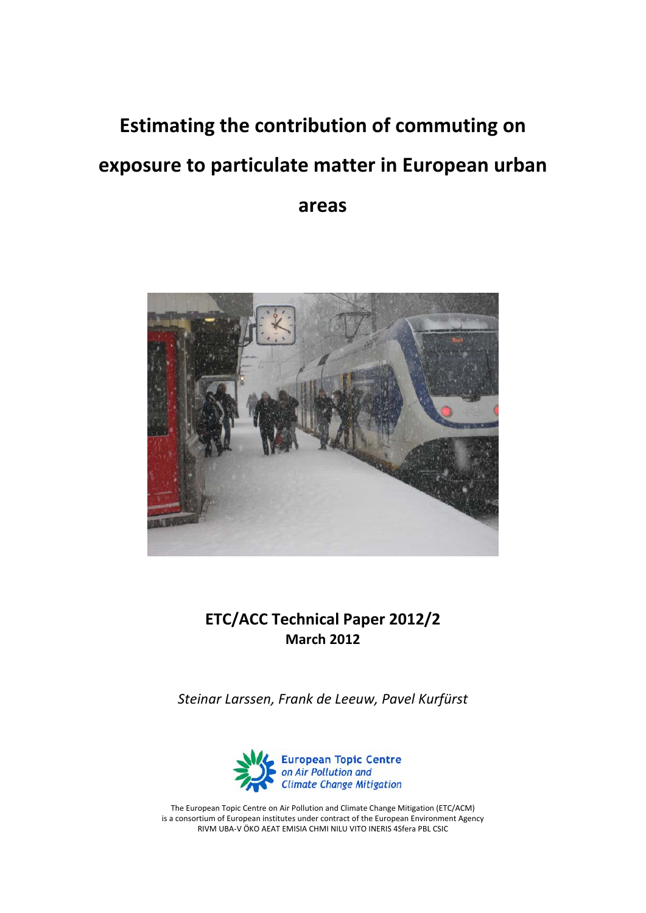# Estimating the contribution of commuting on exposure to particulate matter in European urban areas

**ETC/ACC Technical Paper 2012/2**
**March 2012**

*Steinar Larssen, Frank de Leeuw, Pavel Kurfürst*

European Topic Centre on Air Pollution and Climate Change Mitigation

The European Topic Centre on Air Pollution and Climate Change Mitigation (ETC/ACM) is a consortium of European institutes under contract of the European Environment Agency RIVM UBA-V ÖKO AEAT EMISIA CHMI NILU VITO INERIS 4Sfera PBL CSIC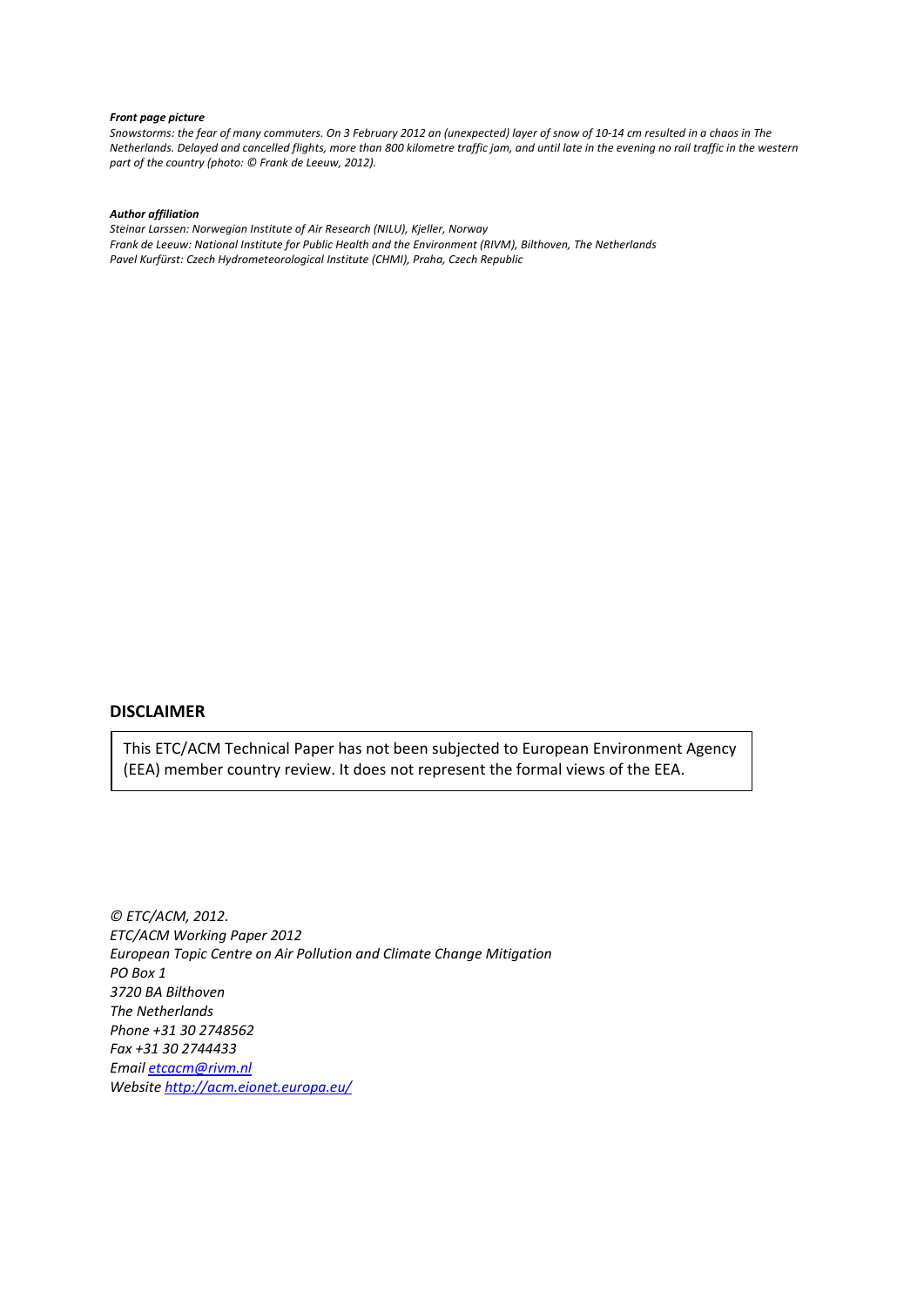***Front page picture***

*Snowstorms: the fear of many commuters. On 3 February 2012 an (unexpected) layer of snow of 10-14 cm resulted in a chaos in The Netherlands. Delayed and cancelled flights, more than 800 kilometre traffic jam, and until late in the evening no rail traffic in the western part of the country (photo: © Frank de Leeuw, 2012).*

***Author affiliation***

*Steinar Larssen: Norwegian Institute of Air Research (NILU), Kjeller, Norway*
*Frank de Leeuw: National Institute for Public Health and the Environment (RIVM), Bilthoven, The Netherlands*
*Pavel Kurfürst: Czech Hydrometeorological Institute (CHMI), Praha, Czech Republic*

## DISCLAIMER

This ETC/ACM Technical Paper has not been subjected to European Environment Agency (EEA) member country review. It does not represent the formal views of the EEA.

*© ETC/ACM, 2012.*
*ETC/ACM Working Paper 2012*
*European Topic Centre on Air Pollution and Climate Change Mitigation*
*PO Box 1*
*3720 BA Bilthoven*
*The Netherlands*
*Phone +31 30 2748562*
*Fax +31 30 2744433*
*Email etcacm@rivm.nl*
*Website http://acm.eionet.europa.eu/*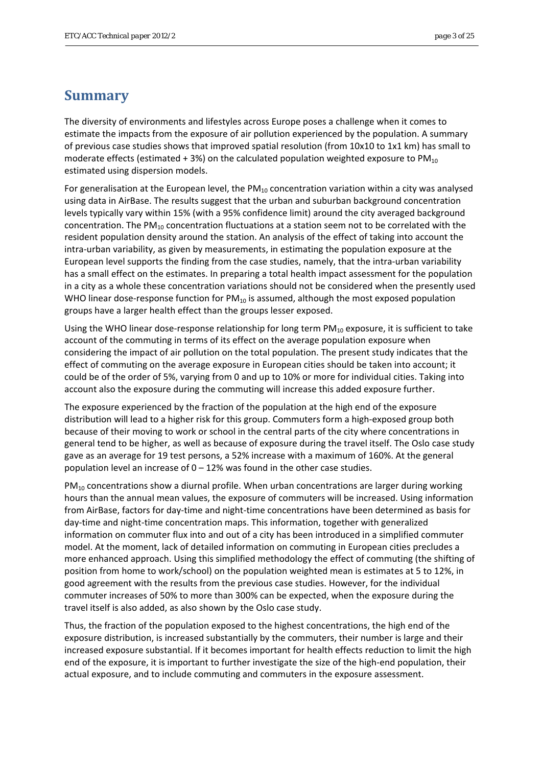# Summary

The diversity of environments and lifestyles across Europe poses a challenge when it comes to estimate the impacts from the exposure of air pollution experienced by the population. A summary of previous case studies shows that improved spatial resolution (from 10x10 to 1x1 km) has small to moderate effects (estimated + 3%) on the calculated population weighted exposure to $PM_{10}$ estimated using dispersion models.

For generalisation at the European level, the $PM_{10}$ concentration variation within a city was analysed using data in AirBase. The results suggest that the urban and suburban background concentration levels typically vary within 15% (with a 95% confidence limit) around the city averaged background concentration. The $PM_{10}$ concentration fluctuations at a station seem not to be correlated with the resident population density around the station. An analysis of the effect of taking into account the intra-urban variability, as given by measurements, in estimating the population exposure at the European level supports the finding from the case studies, namely, that the intra-urban variability has a small effect on the estimates. In preparing a total health impact assessment for the population in a city as a whole these concentration variations should not be considered when the presently used WHO linear dose-response function for $PM_{10}$ is assumed, although the most exposed population groups have a larger health effect than the groups lesser exposed.

Using the WHO linear dose-response relationship for long term $PM_{10}$ exposure, it is sufficient to take account of the commuting in terms of its effect on the average population exposure when considering the impact of air pollution on the total population. The present study indicates that the effect of commuting on the average exposure in European cities should be taken into account; it could be of the order of 5%, varying from 0 and up to 10% or more for individual cities. Taking into account also the exposure during the commuting will increase this added exposure further.

The exposure experienced by the fraction of the population at the high end of the exposure distribution will lead to a higher risk for this group. Commuters form a high-exposed group both because of their moving to work or school in the central parts of the city where concentrations in general tend to be higher, as well as because of exposure during the travel itself. The Oslo case study gave as an average for 19 test persons, a 52% increase with a maximum of 160%. At the general population level an increase of 0 – 12% was found in the other case studies.

$PM_{10}$ concentrations show a diurnal profile. When urban concentrations are larger during working hours than the annual mean values, the exposure of commuters will be increased. Using information from AirBase, factors for day-time and night-time concentrations have been determined as basis for day-time and night-time concentration maps. This information, together with generalized information on commuter flux into and out of a city has been introduced in a simplified commuter model. At the moment, lack of detailed information on commuting in European cities precludes a more enhanced approach. Using this simplified methodology the effect of commuting (the shifting of position from home to work/school) on the population weighted mean is estimates at 5 to 12%, in good agreement with the results from the previous case studies. However, for the individual commuter increases of 50% to more than 300% can be expected, when the exposure during the travel itself is also added, as also shown by the Oslo case study.

Thus, the fraction of the population exposed to the highest concentrations, the high end of the exposure distribution, is increased substantially by the commuters, their number is large and their increased exposure substantial. If it becomes important for health effects reduction to limit the high end of the exposure, it is important to further investigate the size of the high-end population, their actual exposure, and to include commuting and commuters in the exposure assessment.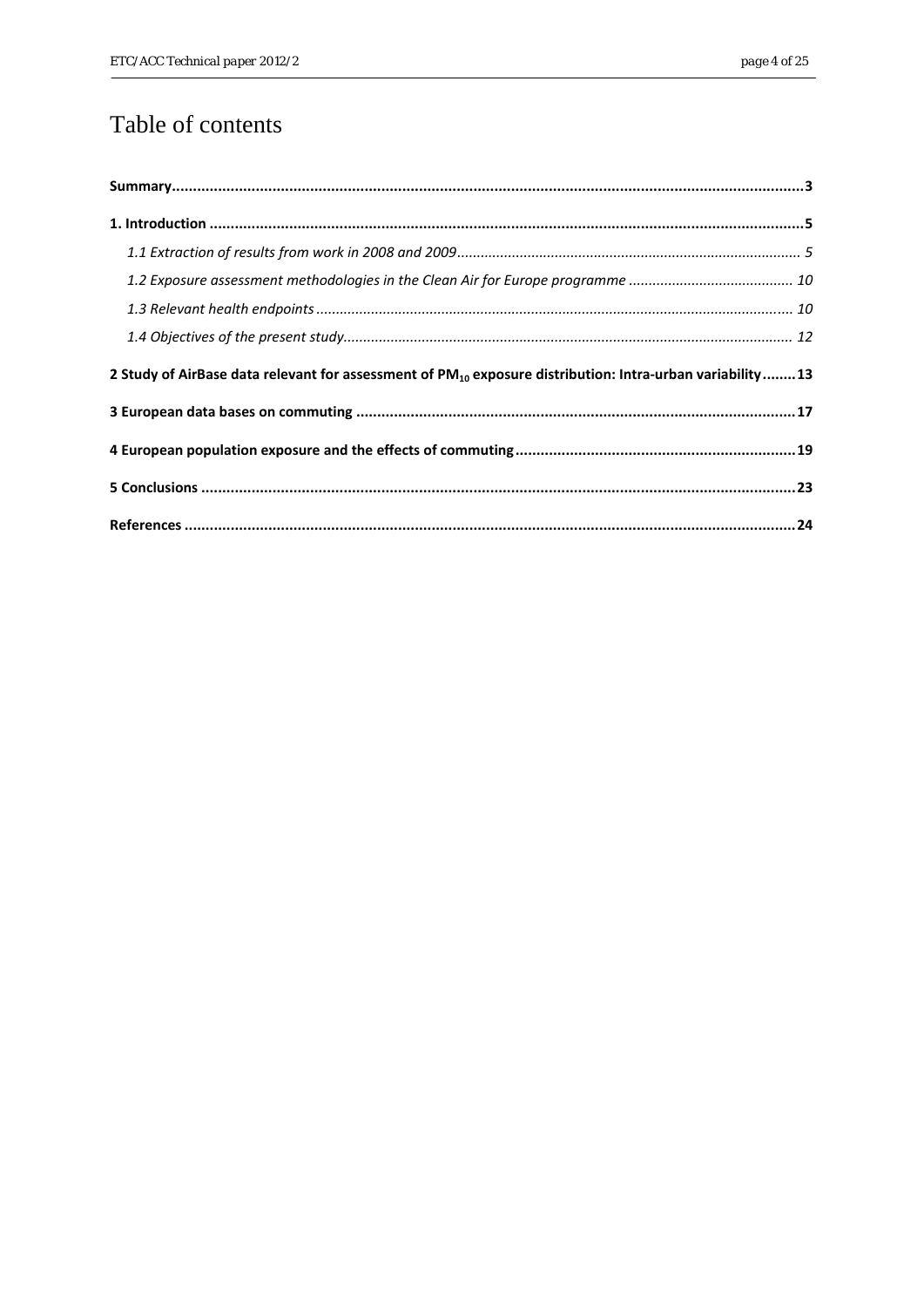# Table of contents

**Summary** ..... **3**

**1. Introduction** ..... **5**

*1.1 Extraction of results from work in 2008 and 2009* ..... *5*

*1.2 Exposure assessment methodologies in the Clean Air for Europe programme* ..... *10*

*1.3 Relevant health endpoints* ..... *10*

*1.4 Objectives of the present study* ..... *12*

**2 Study of AirBase data relevant for assessment of $PM_{10}$ exposure distribution: Intra-urban variability** ..... **13**

**3 European data bases on commuting** ..... **17**

**4 European population exposure and the effects of commuting** ..... **19**

**5 Conclusions** ..... **23**

**References** ..... **24**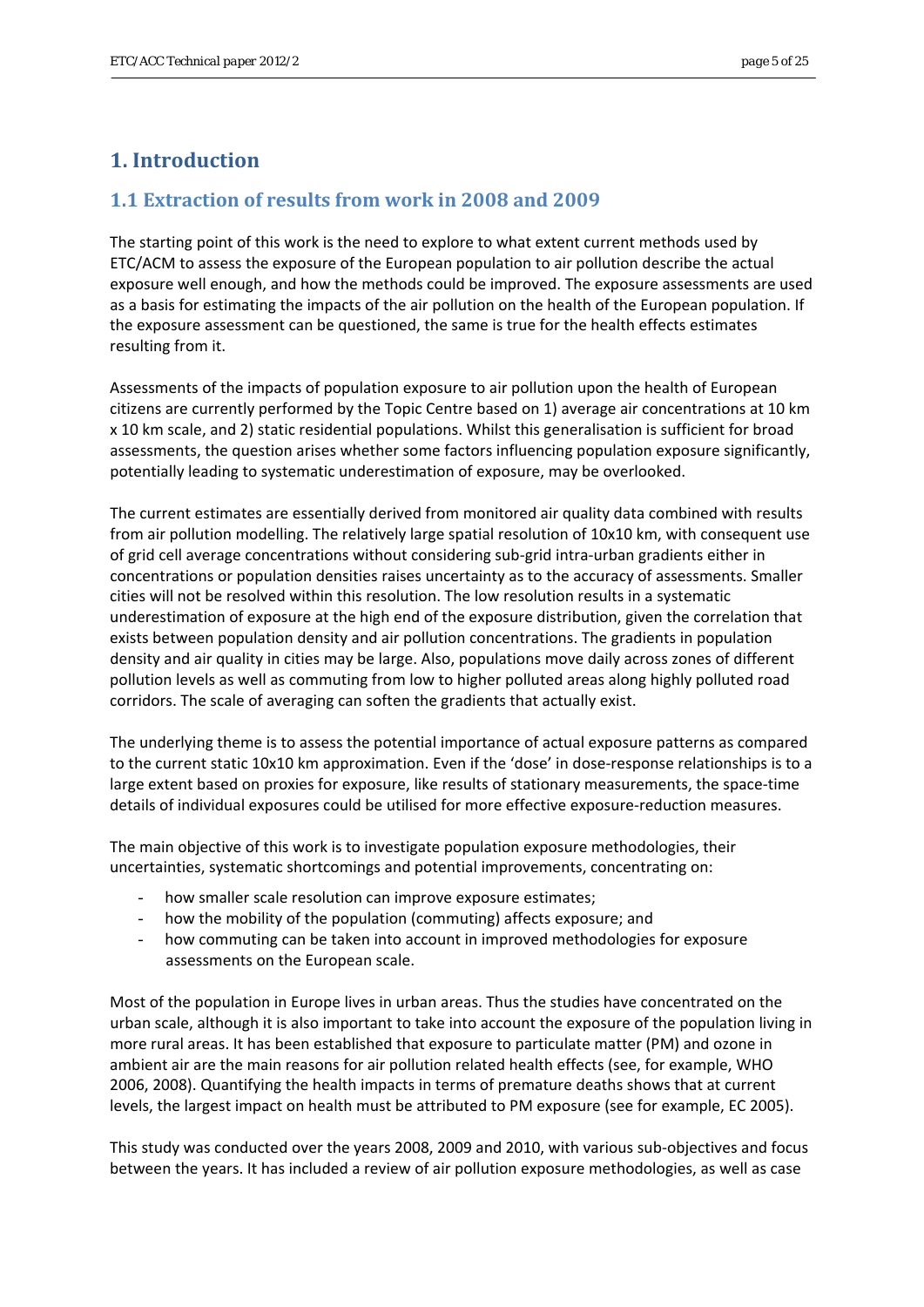# 1. Introduction

## 1.1 Extraction of results from work in 2008 and 2009

The starting point of this work is the need to explore to what extent current methods used by ETC/ACM to assess the exposure of the European population to air pollution describe the actual exposure well enough, and how the methods could be improved. The exposure assessments are used as a basis for estimating the impacts of the air pollution on the health of the European population. If the exposure assessment can be questioned, the same is true for the health effects estimates resulting from it.

Assessments of the impacts of population exposure to air pollution upon the health of European citizens are currently performed by the Topic Centre based on 1) average air concentrations at 10 km x 10 km scale, and 2) static residential populations. Whilst this generalisation is sufficient for broad assessments, the question arises whether some factors influencing population exposure significantly, potentially leading to systematic underestimation of exposure, may be overlooked.

The current estimates are essentially derived from monitored air quality data combined with results from air pollution modelling. The relatively large spatial resolution of 10x10 km, with consequent use of grid cell average concentrations without considering sub-grid intra-urban gradients either in concentrations or population densities raises uncertainty as to the accuracy of assessments. Smaller cities will not be resolved within this resolution. The low resolution results in a systematic underestimation of exposure at the high end of the exposure distribution, given the correlation that exists between population density and air pollution concentrations. The gradients in population density and air quality in cities may be large. Also, populations move daily across zones of different pollution levels as well as commuting from low to higher polluted areas along highly polluted road corridors. The scale of averaging can soften the gradients that actually exist.

The underlying theme is to assess the potential importance of actual exposure patterns as compared to the current static 10x10 km approximation. Even if the 'dose' in dose-response relationships is to a large extent based on proxies for exposure, like results of stationary measurements, the space-time details of individual exposures could be utilised for more effective exposure-reduction measures.

The main objective of this work is to investigate population exposure methodologies, their uncertainties, systematic shortcomings and potential improvements, concentrating on:

- how smaller scale resolution can improve exposure estimates;
- how the mobility of the population (commuting) affects exposure; and
- how commuting can be taken into account in improved methodologies for exposure assessments on the European scale.

Most of the population in Europe lives in urban areas. Thus the studies have concentrated on the urban scale, although it is also important to take into account the exposure of the population living in more rural areas. It has been established that exposure to particulate matter (PM) and ozone in ambient air are the main reasons for air pollution related health effects (see, for example, WHO 2006, 2008). Quantifying the health impacts in terms of premature deaths shows that at current levels, the largest impact on health must be attributed to PM exposure (see for example, EC 2005).

This study was conducted over the years 2008, 2009 and 2010, with various sub-objectives and focus between the years. It has included a review of air pollution exposure methodologies, as well as case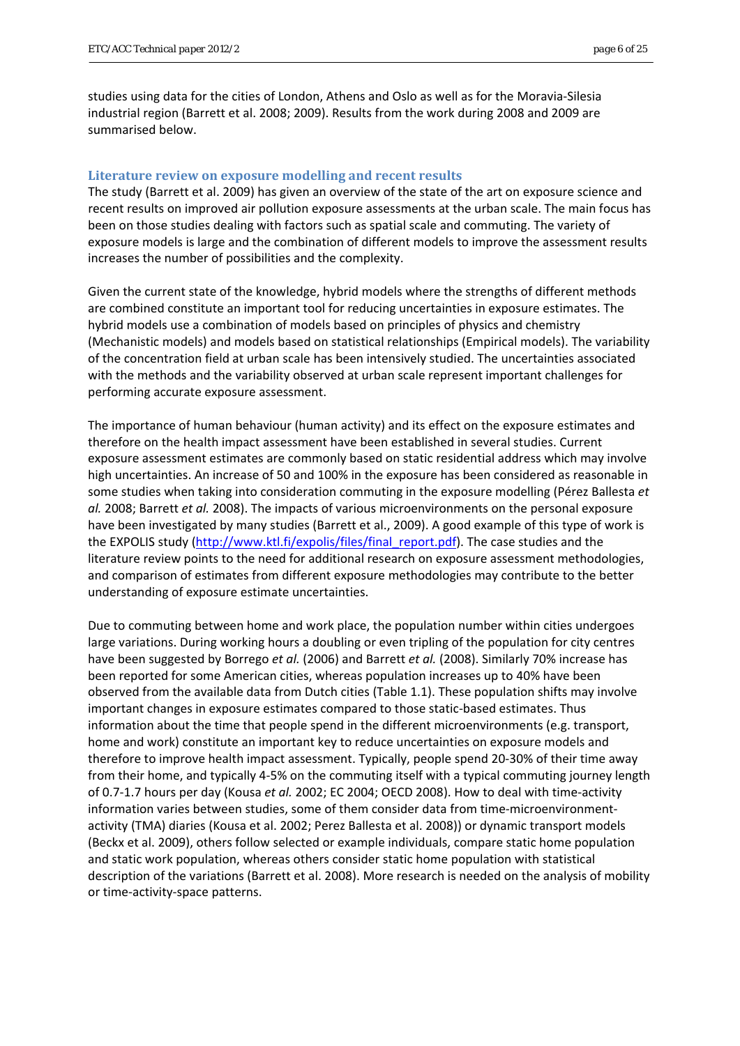studies using data for the cities of London, Athens and Oslo as well as for the Moravia-Silesia industrial region (Barrett et al. 2008; 2009). Results from the work during 2008 and 2009 are summarised below.

### Literature review on exposure modelling and recent results

The study (Barrett et al. 2009) has given an overview of the state of the art on exposure science and recent results on improved air pollution exposure assessments at the urban scale. The main focus has been on those studies dealing with factors such as spatial scale and commuting. The variety of exposure models is large and the combination of different models to improve the assessment results increases the number of possibilities and the complexity.

Given the current state of the knowledge, hybrid models where the strengths of different methods are combined constitute an important tool for reducing uncertainties in exposure estimates. The hybrid models use a combination of models based on principles of physics and chemistry (Mechanistic models) and models based on statistical relationships (Empirical models). The variability of the concentration field at urban scale has been intensively studied. The uncertainties associated with the methods and the variability observed at urban scale represent important challenges for performing accurate exposure assessment.

The importance of human behaviour (human activity) and its effect on the exposure estimates and therefore on the health impact assessment have been established in several studies. Current exposure assessment estimates are commonly based on static residential address which may involve high uncertainties. An increase of 50 and 100% in the exposure has been considered as reasonable in some studies when taking into consideration commuting in the exposure modelling (Pérez Ballesta *et al.* 2008; Barrett *et al.* 2008). The impacts of various microenvironments on the personal exposure have been investigated by many studies (Barrett et al., 2009). A good example of this type of work is the EXPOLIS study (http://www.ktl.fi/expolis/files/final_report.pdf). The case studies and the literature review points to the need for additional research on exposure assessment methodologies, and comparison of estimates from different exposure methodologies may contribute to the better understanding of exposure estimate uncertainties.

Due to commuting between home and work place, the population number within cities undergoes large variations. During working hours a doubling or even tripling of the population for city centres have been suggested by Borrego *et al.* (2006) and Barrett *et al.* (2008). Similarly 70% increase has been reported for some American cities, whereas population increases up to 40% have been observed from the available data from Dutch cities (Table 1.1). These population shifts may involve important changes in exposure estimates compared to those static-based estimates. Thus information about the time that people spend in the different microenvironments (e.g. transport, home and work) constitute an important key to reduce uncertainties on exposure models and therefore to improve health impact assessment. Typically, people spend 20-30% of their time away from their home, and typically 4-5% on the commuting itself with a typical commuting journey length of 0.7-1.7 hours per day (Kousa *et al.* 2002; EC 2004; OECD 2008). How to deal with time-activity information varies between studies, some of them consider data from time-microenvironment-activity (TMA) diaries (Kousa et al. 2002; Perez Ballesta et al. 2008)) or dynamic transport models (Beckx et al. 2009), others follow selected or example individuals, compare static home population and static work population, whereas others consider static home population with statistical description of the variations (Barrett et al. 2008). More research is needed on the analysis of mobility or time-activity-space patterns.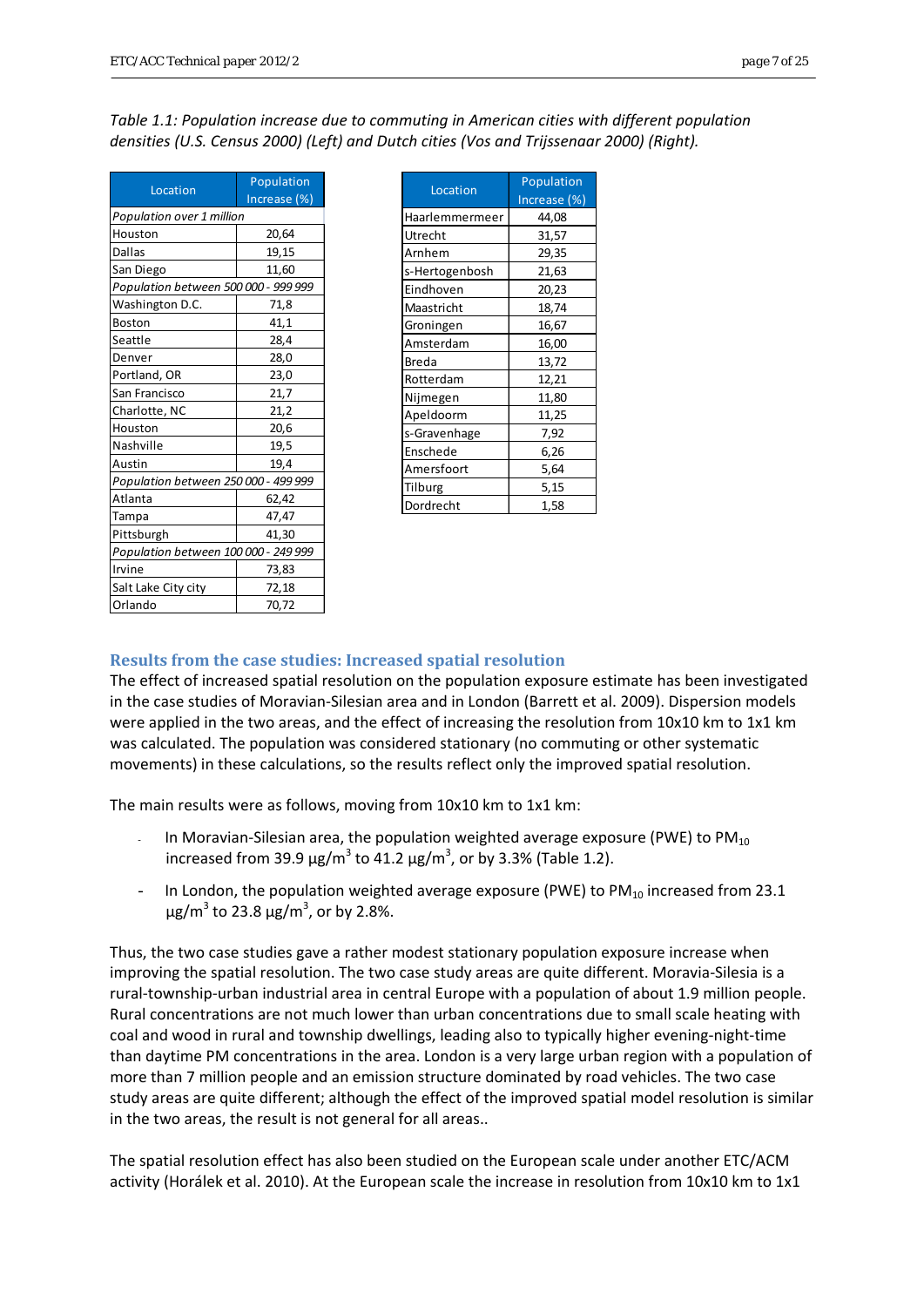*Table 1.1: Population increase due to commuting in American cities with different population densities (U.S. Census 2000) (Left) and Dutch cities (Vos and Trijssenaar 2000) (Right).*

| Location | Population Increase (%) |
|---|---|
| *Population over 1 million* | |
| Houston | 20,64 |
| Dallas | 19,15 |
| San Diego | 11,60 |
| *Population between 500 000 - 999 999* | |
| Washington D.C. | 71,8 |
| Boston | 41,1 |
| Seattle | 28,4 |
| Denver | 28,0 |
| Portland, OR | 23,0 |
| San Francisco | 21,7 |
| Charlotte, NC | 21,2 |
| Houston | 20,6 |
| Nashville | 19,5 |
| Austin | 19,4 |
| *Population between 250 000 - 499 999* | |
| Atlanta | 62,42 |
| Tampa | 47,47 |
| Pittsburgh | 41,30 |
| *Population between 100 000 - 249 999* | |
| Irvine | 73,83 |
| Salt Lake City city | 72,18 |
| Orlando | 70,72 |

| Location | Population Increase (%) |
|---|---|
| Haarlemmermeer | 44,08 |
| Utrecht | 31,57 |
| Arnhem | 29,35 |
| s-Hertogenbosh | 21,63 |
| Eindhoven | 20,23 |
| Maastricht | 18,74 |
| Groningen | 16,67 |
| Amsterdam | 16,00 |
| Breda | 13,72 |
| Rotterdam | 12,21 |
| Nijmegen | 11,80 |
| Apeldoorm | 11,25 |
| s-Gravenhage | 7,92 |
| Enschede | 6,26 |
| Amersfoort | 5,64 |
| Tilburg | 5,15 |
| Dordrecht | 1,58 |

### Results from the case studies: Increased spatial resolution

The effect of increased spatial resolution on the population exposure estimate has been investigated in the case studies of Moravian-Silesian area and in London (Barrett et al. 2009). Dispersion models were applied in the two areas, and the effect of increasing the resolution from 10x10 km to 1x1 km was calculated. The population was considered stationary (no commuting or other systematic movements) in these calculations, so the results reflect only the improved spatial resolution.

The main results were as follows, moving from 10x10 km to 1x1 km:

- In Moravian-Silesian area, the population weighted average exposure (PWE) to $PM_{10}$ increased from 39.9 $\mu g/m^3$ to 41.2 $\mu g/m^3$, or by 3.3% (Table 1.2).
- In London, the population weighted average exposure (PWE) to $PM_{10}$ increased from 23.1 $\mu g/m^3$ to 23.8 $\mu g/m^3$, or by 2.8%.

Thus, the two case studies gave a rather modest stationary population exposure increase when improving the spatial resolution. The two case study areas are quite different. Moravia-Silesia is a rural-township-urban industrial area in central Europe with a population of about 1.9 million people. Rural concentrations are not much lower than urban concentrations due to small scale heating with coal and wood in rural and township dwellings, leading also to typically higher evening-night-time than daytime PM concentrations in the area. London is a very large urban region with a population of more than 7 million people and an emission structure dominated by road vehicles. The two case study areas are quite different; although the effect of the improved spatial model resolution is similar in the two areas, the result is not general for all areas..

The spatial resolution effect has also been studied on the European scale under another ETC/ACM activity (Horálek et al. 2010). At the European scale the increase in resolution from 10x10 km to 1x1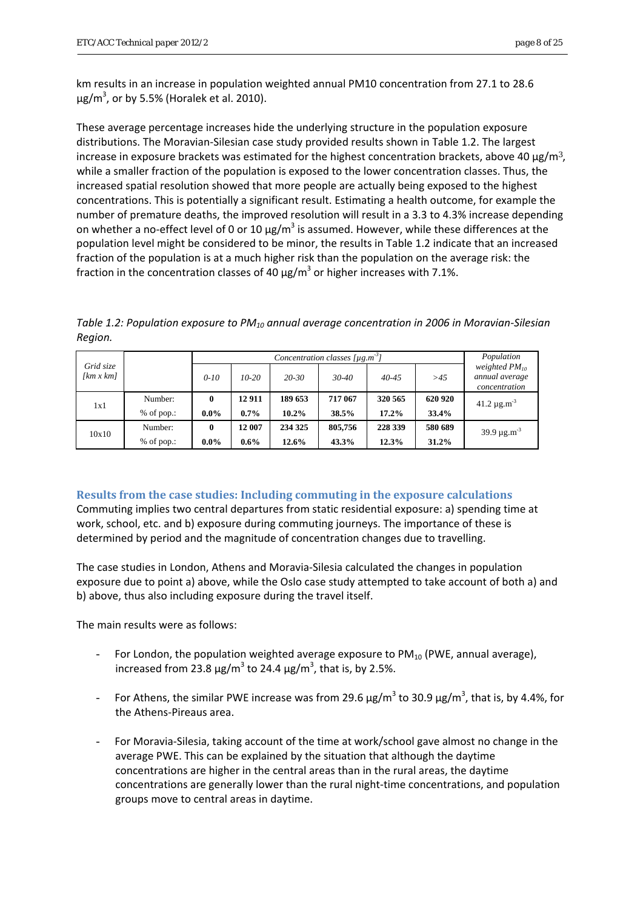km results in an increase in population weighted annual PM10 concentration from 27.1 to 28.6 $\mu g/m^3$, or by 5.5% (Horalek et al. 2010).

These average percentage increases hide the underlying structure in the population exposure distributions. The Moravian-Silesian case study provided results shown in Table 1.2. The largest increase in exposure brackets was estimated for the highest concentration brackets, above 40 $\mu g/m^3$, while a smaller fraction of the population is exposed to the lower concentration classes. Thus, the increased spatial resolution showed that more people are actually being exposed to the highest concentrations. This is potentially a significant result. Estimating a health outcome, for example the number of premature deaths, the improved resolution will result in a 3.3 to 4.3% increase depending on whether a no-effect level of 0 or 10 $\mu g/m^3$ is assumed. However, while these differences at the population level might be considered to be minor, the results in Table 1.2 indicate that an increased fraction of the population is at a much higher risk than the population on the average risk: the fraction in the concentration classes of 40 $\mu g/m^3$ or higher increases with 7.1%.

*Table 1.2: Population exposure to $PM_{10}$ annual average concentration in 2006 in Moravian-Silesian Region.*

| Grid size [km x km] | | Concentration classes [$\mu g.m^{-3}$] | | | | | | Population weighted $PM_{10}$ annual average concentration |
|---|---|---|---|---|---|---|---|---|
| | | 0-10 | 10-20 | 20-30 | 30-40 | 40-45 | >45 | |
| 1x1 | Number: | **0** | **12 911** | **189 653** | **717 067** | **320 565** | **620 920** | 41.2 $\mu g.m^{-3}$ |
| | % of pop.: | **0.0%** | **0.7%** | **10.2%** | **38.5%** | **17.2%** | **33.4%** | |
| 10x10 | Number: | **0** | **12 007** | **234 325** | **805,756** | **228 339** | **580 689** | 39.9 $\mu g.m^{-3}$ |
| | % of pop.: | **0.0%** | **0.6%** | **12.6%** | **43.3%** | **12.3%** | **31.2%** | |

### Results from the case studies: Including commuting in the exposure calculations

Commuting implies two central departures from static residential exposure: a) spending time at work, school, etc. and b) exposure during commuting journeys. The importance of these is determined by period and the magnitude of concentration changes due to travelling.

The case studies in London, Athens and Moravia-Silesia calculated the changes in population exposure due to point a) above, while the Oslo case study attempted to take account of both a) and b) above, thus also including exposure during the travel itself.

The main results were as follows:

- For London, the population weighted average exposure to $PM_{10}$ (PWE, annual average), increased from 23.8 $\mu g/m^3$ to 24.4 $\mu g/m^3$, that is, by 2.5%.
- For Athens, the similar PWE increase was from 29.6 $\mu g/m^3$ to 30.9 $\mu g/m^3$, that is, by 4.4%, for the Athens-Pireaus area.
- For Moravia-Silesia, taking account of the time at work/school gave almost no change in the average PWE. This can be explained by the situation that although the daytime concentrations are higher in the central areas than in the rural areas, the daytime concentrations are generally lower than the rural night-time concentrations, and population groups move to central areas in daytime.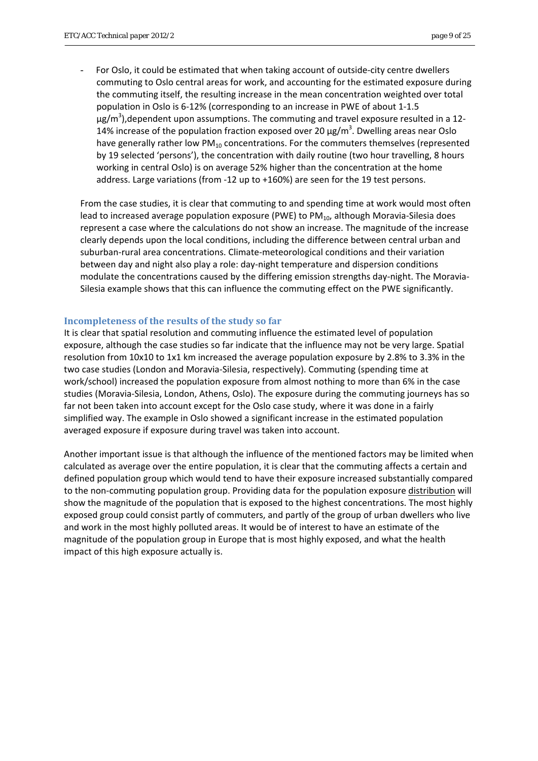- For Oslo, it could be estimated that when taking account of outside-city centre dwellers commuting to Oslo central areas for work, and accounting for the estimated exposure during the commuting itself, the resulting increase in the mean concentration weighted over total population in Oslo is 6-12% (corresponding to an increase in PWE of about 1-1.5 $\mu g/m^3$),dependent upon assumptions. The commuting and travel exposure resulted in a 12-14% increase of the population fraction exposed over 20 $\mu g/m^3$. Dwelling areas near Oslo have generally rather low $PM_{10}$ concentrations. For the commuters themselves (represented by 19 selected 'persons'), the concentration with daily routine (two hour travelling, 8 hours working in central Oslo) is on average 52% higher than the concentration at the home address. Large variations (from -12 up to +160%) are seen for the 19 test persons.

From the case studies, it is clear that commuting to and spending time at work would most often lead to increased average population exposure (PWE) to $PM_{10}$, although Moravia-Silesia does represent a case where the calculations do not show an increase. The magnitude of the increase clearly depends upon the local conditions, including the difference between central urban and suburban-rural area concentrations. Climate-meteorological conditions and their variation between day and night also play a role: day-night temperature and dispersion conditions modulate the concentrations caused by the differing emission strengths day-night. The Moravia-Silesia example shows that this can influence the commuting effect on the PWE significantly.

### Incompleteness of the results of the study so far

It is clear that spatial resolution and commuting influence the estimated level of population exposure, although the case studies so far indicate that the influence may not be very large. Spatial resolution from 10x10 to 1x1 km increased the average population exposure by 2.8% to 3.3% in the two case studies (London and Moravia-Silesia, respectively). Commuting (spending time at work/school) increased the population exposure from almost nothing to more than 6% in the case studies (Moravia-Silesia, London, Athens, Oslo). The exposure during the commuting journeys has so far not been taken into account except for the Oslo case study, where it was done in a fairly simplified way. The example in Oslo showed a significant increase in the estimated population averaged exposure if exposure during travel was taken into account.

Another important issue is that although the influence of the mentioned factors may be limited when calculated as average over the entire population, it is clear that the commuting affects a certain and defined population group which would tend to have their exposure increased substantially compared to the non-commuting population group. Providing data for the population exposure distribution will show the magnitude of the population that is exposed to the highest concentrations. The most highly exposed group could consist partly of commuters, and partly of the group of urban dwellers who live and work in the most highly polluted areas. It would be of interest to have an estimate of the magnitude of the population group in Europe that is most highly exposed, and what the health impact of this high exposure actually is.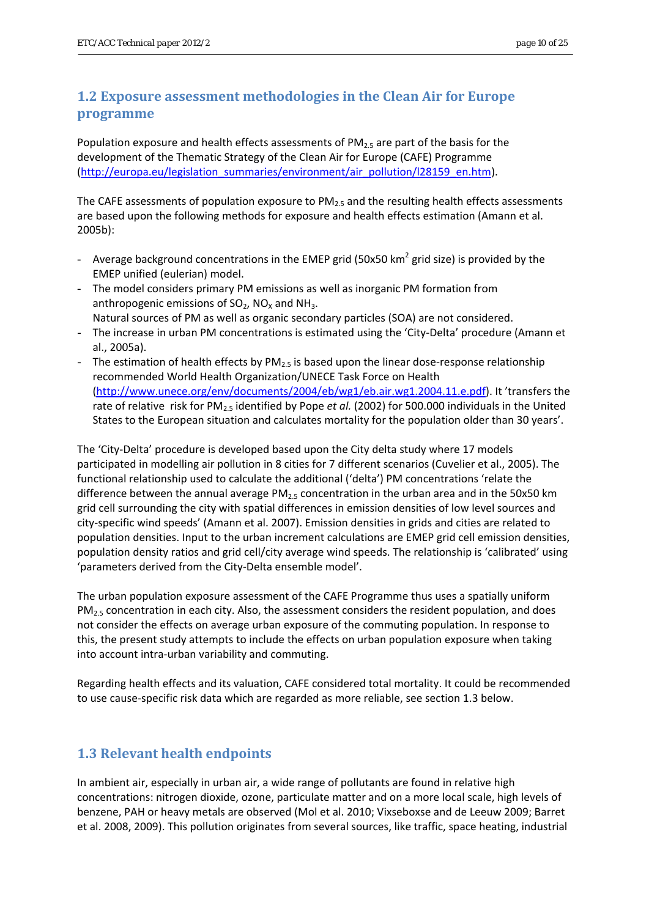## 1.2 Exposure assessment methodologies in the Clean Air for Europe programme

Population exposure and health effects assessments of $PM_{2.5}$ are part of the basis for the development of the Thematic Strategy of the Clean Air for Europe (CAFE) Programme (http://europa.eu/legislation_summaries/environment/air_pollution/l28159_en.htm).

The CAFE assessments of population exposure to $PM_{2.5}$ and the resulting health effects assessments are based upon the following methods for exposure and health effects estimation (Amann et al. 2005b):

- Average background concentrations in the EMEP grid (50x50 $km^2$ grid size) is provided by the EMEP unified (eulerian) model.
- The model considers primary PM emissions as well as inorganic PM formation from anthropogenic emissions of $SO_2$, $NO_X$ and $NH_3$.
  Natural sources of PM as well as organic secondary particles (SOA) are not considered.
- The increase in urban PM concentrations is estimated using the 'City-Delta' procedure (Amann et al., 2005a).
- The estimation of health effects by $PM_{2.5}$ is based upon the linear dose-response relationship recommended World Health Organization/UNECE Task Force on Health (http://www.unece.org/env/documents/2004/eb/wg1/eb.air.wg1.2004.11.e.pdf). It 'transfers the rate of relative risk for $PM_{2.5}$ identified by Pope *et al.* (2002) for 500.000 individuals in the United States to the European situation and calculates mortality for the population older than 30 years'.

The 'City-Delta' procedure is developed based upon the City delta study where 17 models participated in modelling air pollution in 8 cities for 7 different scenarios (Cuvelier et al., 2005). The functional relationship used to calculate the additional ('delta') PM concentrations 'relate the difference between the annual average $PM_{2.5}$ concentration in the urban area and in the 50x50 km grid cell surrounding the city with spatial differences in emission densities of low level sources and city-specific wind speeds' (Amann et al. 2007). Emission densities in grids and cities are related to population densities. Input to the urban increment calculations are EMEP grid cell emission densities, population density ratios and grid cell/city average wind speeds. The relationship is 'calibrated' using 'parameters derived from the City-Delta ensemble model'.

The urban population exposure assessment of the CAFE Programme thus uses a spatially uniform $PM_{2.5}$ concentration in each city. Also, the assessment considers the resident population, and does not consider the effects on average urban exposure of the commuting population. In response to this, the present study attempts to include the effects on urban population exposure when taking into account intra-urban variability and commuting.

Regarding health effects and its valuation, CAFE considered total mortality. It could be recommended to use cause-specific risk data which are regarded as more reliable, see section 1.3 below.

## 1.3 Relevant health endpoints

In ambient air, especially in urban air, a wide range of pollutants are found in relative high concentrations: nitrogen dioxide, ozone, particulate matter and on a more local scale, high levels of benzene, PAH or heavy metals are observed (Mol et al. 2010; Vixseboxse and de Leeuw 2009; Barret et al. 2008, 2009). This pollution originates from several sources, like traffic, space heating, industrial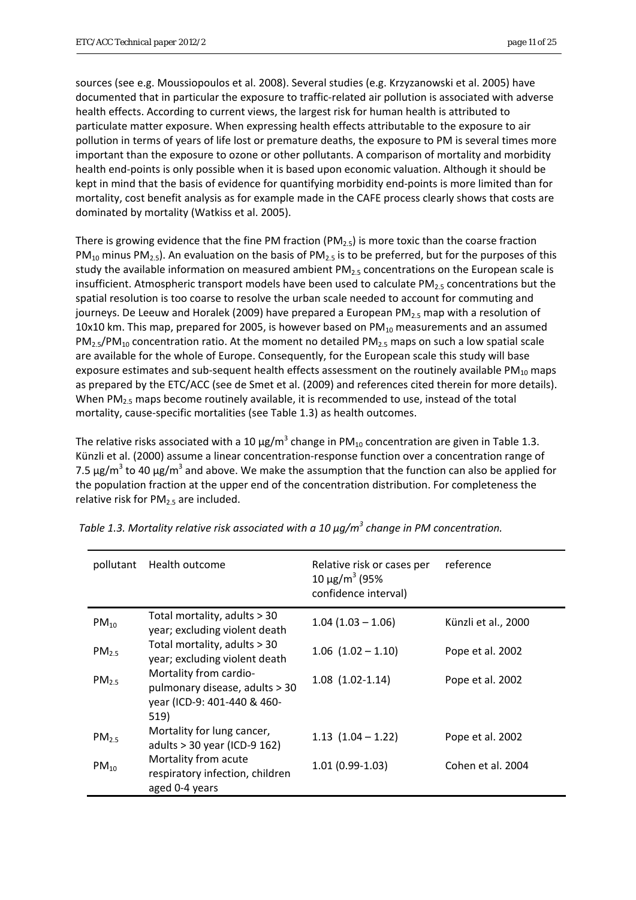sources (see e.g. Moussiopoulos et al. 2008). Several studies (e.g. Krzyzanowski et al. 2005) have documented that in particular the exposure to traffic-related air pollution is associated with adverse health effects. According to current views, the largest risk for human health is attributed to particulate matter exposure. When expressing health effects attributable to the exposure to air pollution in terms of years of life lost or premature deaths, the exposure to PM is several times more important than the exposure to ozone or other pollutants. A comparison of mortality and morbidity health end-points is only possible when it is based upon economic valuation. Although it should be kept in mind that the basis of evidence for quantifying morbidity end-points is more limited than for mortality, cost benefit analysis as for example made in the CAFE process clearly shows that costs are dominated by mortality (Watkiss et al. 2005).

There is growing evidence that the fine PM fraction ($PM_{2.5}$) is more toxic than the coarse fraction $PM_{10}$ minus $PM_{2.5}$). An evaluation on the basis of $PM_{2.5}$ is to be preferred, but for the purposes of this study the available information on measured ambient $PM_{2.5}$ concentrations on the European scale is insufficient. Atmospheric transport models have been used to calculate $PM_{2.5}$ concentrations but the spatial resolution is too coarse to resolve the urban scale needed to account for commuting and journeys. De Leeuw and Horalek (2009) have prepared a European $PM_{2.5}$ map with a resolution of 10x10 km. This map, prepared for 2005, is however based on $PM_{10}$ measurements and an assumed $PM_{2.5}/PM_{10}$ concentration ratio. At the moment no detailed $PM_{2.5}$ maps on such a low spatial scale are available for the whole of Europe. Consequently, for the European scale this study will base exposure estimates and sub-sequent health effects assessment on the routinely available $PM_{10}$ maps as prepared by the ETC/ACC (see de Smet et al. (2009) and references cited therein for more details). When $PM_{2.5}$ maps become routinely available, it is recommended to use, instead of the total mortality, cause-specific mortalities (see Table 1.3) as health outcomes.

The relative risks associated with a 10 µg/m$^3$ change in $PM_{10}$ concentration are given in Table 1.3. Künzli et al. (2000) assume a linear concentration-response function over a concentration range of 7.5 µg/m$^3$ to 40 µg/m$^3$ and above. We make the assumption that the function can also be applied for the population fraction at the upper end of the concentration distribution. For completeness the relative risk for $PM_{2.5}$ are included.

*Table 1.3. Mortality relative risk associated with a 10 µg/m$^3$ change in PM concentration.*

| pollutant | Health outcome | Relative risk or cases per 10 µg/m$^3$ (95% confidence interval) | reference |
|---|---|---|---|
| $PM_{10}$ | Total mortality, adults > 30 year; excluding violent death | 1.04 (1.03 – 1.06) | Künzli et al., 2000 |
| $PM_{2.5}$ | Total mortality, adults > 30 year; excluding violent death | 1.06 (1.02 – 1.10) | Pope et al. 2002 |
| $PM_{2.5}$ | Mortality from cardio-pulmonary disease, adults > 30 year (ICD-9: 401-440 & 460-519) | 1.08 (1.02-1.14) | Pope et al. 2002 |
| $PM_{2.5}$ | Mortality for lung cancer, adults > 30 year (ICD-9 162) | 1.13 (1.04 – 1.22) | Pope et al. 2002 |
| $PM_{10}$ | Mortality from acute respiratory infection, children aged 0-4 years | 1.01 (0.99-1.03) | Cohen et al. 2004 |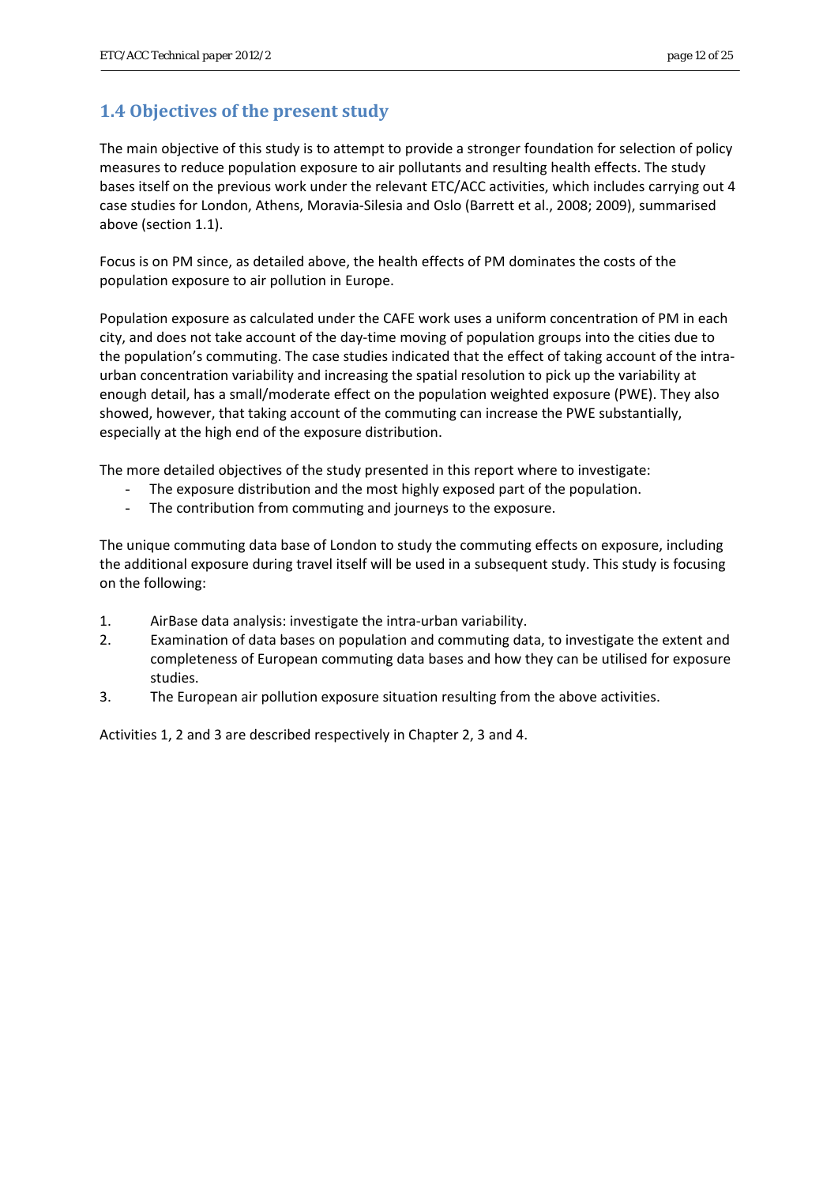## 1.4 Objectives of the present study

The main objective of this study is to attempt to provide a stronger foundation for selection of policy measures to reduce population exposure to air pollutants and resulting health effects. The study bases itself on the previous work under the relevant ETC/ACC activities, which includes carrying out 4 case studies for London, Athens, Moravia-Silesia and Oslo (Barrett et al., 2008; 2009), summarised above (section 1.1).

Focus is on PM since, as detailed above, the health effects of PM dominates the costs of the population exposure to air pollution in Europe.

Population exposure as calculated under the CAFE work uses a uniform concentration of PM in each city, and does not take account of the day-time moving of population groups into the cities due to the population's commuting. The case studies indicated that the effect of taking account of the intra-urban concentration variability and increasing the spatial resolution to pick up the variability at enough detail, has a small/moderate effect on the population weighted exposure (PWE). They also showed, however, that taking account of the commuting can increase the PWE substantially, especially at the high end of the exposure distribution.

The more detailed objectives of the study presented in this report where to investigate:

- The exposure distribution and the most highly exposed part of the population.
- The contribution from commuting and journeys to the exposure.

The unique commuting data base of London to study the commuting effects on exposure, including the additional exposure during travel itself will be used in a subsequent study. This study is focusing on the following:

1. AirBase data analysis: investigate the intra-urban variability.
2. Examination of data bases on population and commuting data, to investigate the extent and completeness of European commuting data bases and how they can be utilised for exposure studies.
3. The European air pollution exposure situation resulting from the above activities.

Activities 1, 2 and 3 are described respectively in Chapter 2, 3 and 4.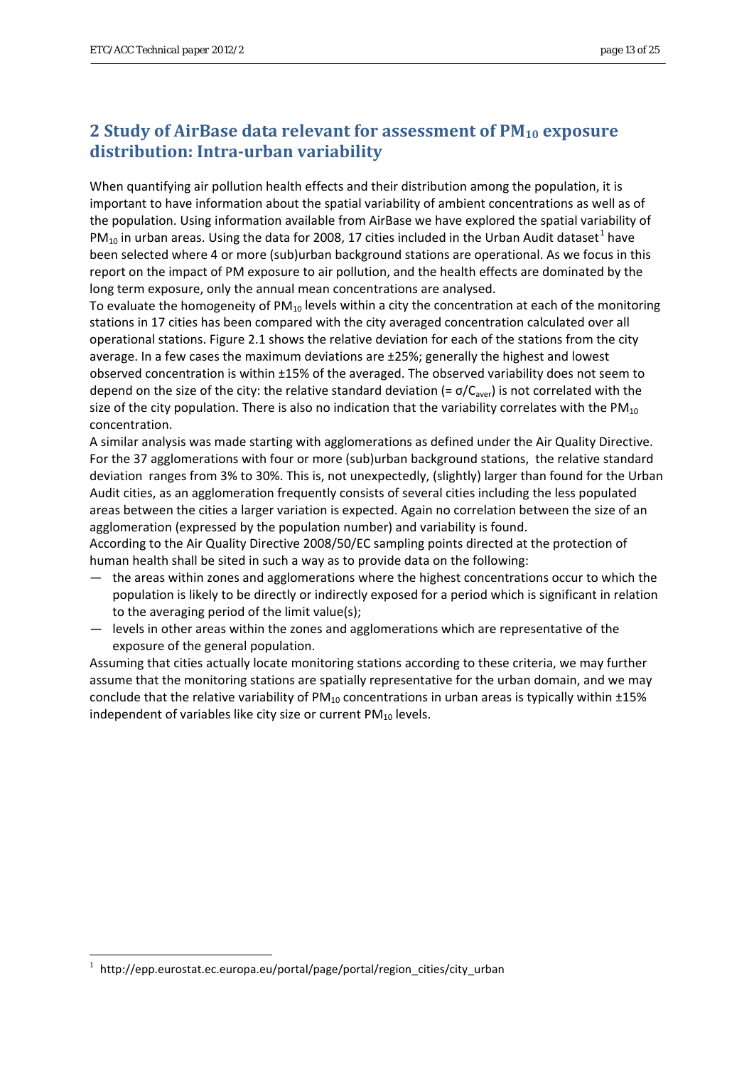## 2 Study of AirBase data relevant for assessment of $PM_{10}$ exposure distribution: Intra-urban variability

When quantifying air pollution health effects and their distribution among the population, it is important to have information about the spatial variability of ambient concentrations as well as of the population. Using information available from AirBase we have explored the spatial variability of $PM_{10}$ in urban areas. Using the data for 2008, 17 cities included in the Urban Audit dataset[1] have been selected where 4 or more (sub)urban background stations are operational. As we focus in this report on the impact of PM exposure to air pollution, and the health effects are dominated by the long term exposure, only the annual mean concentrations are analysed.

To evaluate the homogeneity of $PM_{10}$ levels within a city the concentration at each of the monitoring stations in 17 cities has been compared with the city averaged concentration calculated over all operational stations. Figure 2.1 shows the relative deviation for each of the stations from the city average. In a few cases the maximum deviations are ±25%; generally the highest and lowest observed concentration is within ±15% of the averaged. The observed variability does not seem to depend on the size of the city: the relative standard deviation (= $\sigma/C_{aver}$) is not correlated with the size of the city population. There is also no indication that the variability correlates with the $PM_{10}$ concentration.

A similar analysis was made starting with agglomerations as defined under the Air Quality Directive. For the 37 agglomerations with four or more (sub)urban background stations, the relative standard deviation ranges from 3% to 30%. This is, not unexpectedly, (slightly) larger than found for the Urban Audit cities, as an agglomeration frequently consists of several cities including the less populated areas between the cities a larger variation is expected. Again no correlation between the size of an agglomeration (expressed by the population number) and variability is found.

According to the Air Quality Directive 2008/50/EC sampling points directed at the protection of human health shall be sited in such a way as to provide data on the following:

- the areas within zones and agglomerations where the highest concentrations occur to which the population is likely to be directly or indirectly exposed for a period which is significant in relation to the averaging period of the limit value(s);
- levels in other areas within the zones and agglomerations which are representative of the exposure of the general population.

Assuming that cities actually locate monitoring stations according to these criteria, we may further assume that the monitoring stations are spatially representative for the urban domain, and we may conclude that the relative variability of $PM_{10}$ concentrations in urban areas is typically within ±15% independent of variables like city size or current $PM_{10}$ levels.

[1] http://epp.eurostat.ec.europa.eu/portal/page/portal/region_cities/city_urban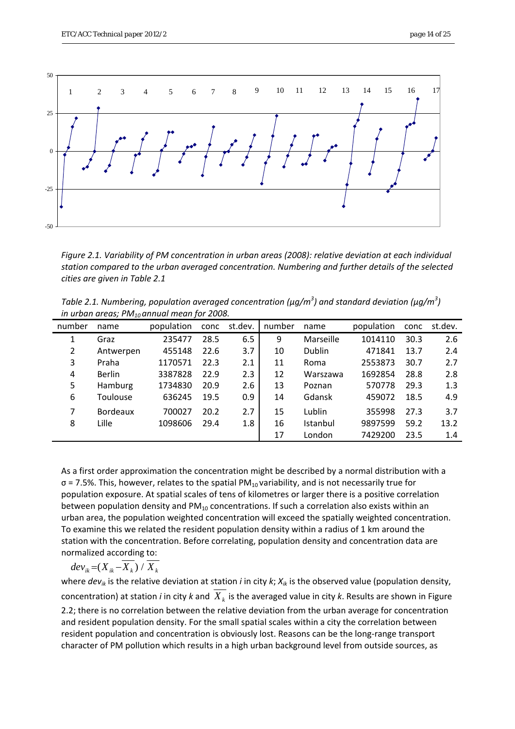*Figure 2.1. Variability of PM concentration in urban areas (2008): relative deviation at each individual station compared to the urban averaged concentration. Numbering and further details of the selected cities are given in Table 2.1*

*Table 2.1. Numbering, population averaged concentration (µg/m$^3$) and standard deviation (µg/m$^3$) in urban areas; $PM_{10}$ annual mean for 2008.*

| number | name | population | conc | st.dev. | number | name | population | conc | st.dev. |
|---|---|---|---|---|---|---|---|---|---|
| 1 | Graz | 235477 | 28.5 | 6.5 | 9 | Marseille | 1014110 | 30.3 | 2.6 |
| 2 | Antwerpen | 455148 | 22.6 | 3.7 | 10 | Dublin | 471841 | 13.7 | 2.4 |
| 3 | Praha | 1170571 | 22.3 | 2.1 | 11 | Roma | 2553873 | 30.7 | 2.7 |
| 4 | Berlin | 3387828 | 22.9 | 2.3 | 12 | Warszawa | 1692854 | 28.8 | 2.8 |
| 5 | Hamburg | 1734830 | 20.9 | 2.6 | 13 | Poznan | 570778 | 29.3 | 1.3 |
| 6 | Toulouse | 636245 | 19.5 | 0.9 | 14 | Gdansk | 459072 | 18.5 | 4.9 |
| 7 | Bordeaux | 700027 | 20.2 | 2.7 | 15 | Lublin | 355998 | 27.3 | 3.7 |
| 8 | Lille | 1098606 | 29.4 | 1.8 | 16 | Istanbul | 9897599 | 59.2 | 13.2 |
| | | | | | 17 | London | 7429200 | 23.5 | 1.4 |

As a first order approximation the concentration might be described by a normal distribution with a σ = 7.5%. This, however, relates to the spatial $PM_{10}$ variability, and is not necessarily true for population exposure. At spatial scales of tens of kilometres or larger there is a positive correlation between population density and $PM_{10}$ concentrations. If such a correlation also exists within an urban area, the population weighted concentration will exceed the spatially weighted concentration. To examine this we related the resident population density within a radius of 1 km around the station with the concentration. Before correlating, population density and concentration data are normalized according to:

$$dev_{ik} = (X_{ik} - \overline{X_k}) \,/\, \overline{X_k}$$

where $dev_{ik}$ is the relative deviation at station *i* in city *k*; $X_{ik}$ is the observed value (population density, concentration) at station *i* in city *k* and $\overline{X_k}$ is the averaged value in city *k*. Results are shown in Figure 2.2; there is no correlation between the relative deviation from the urban average for concentration and resident population density. For the small spatial scales within a city the correlation between resident population and concentration is obviously lost. Reasons can be the long-range transport character of PM pollution which results in a high urban background level from outside sources, as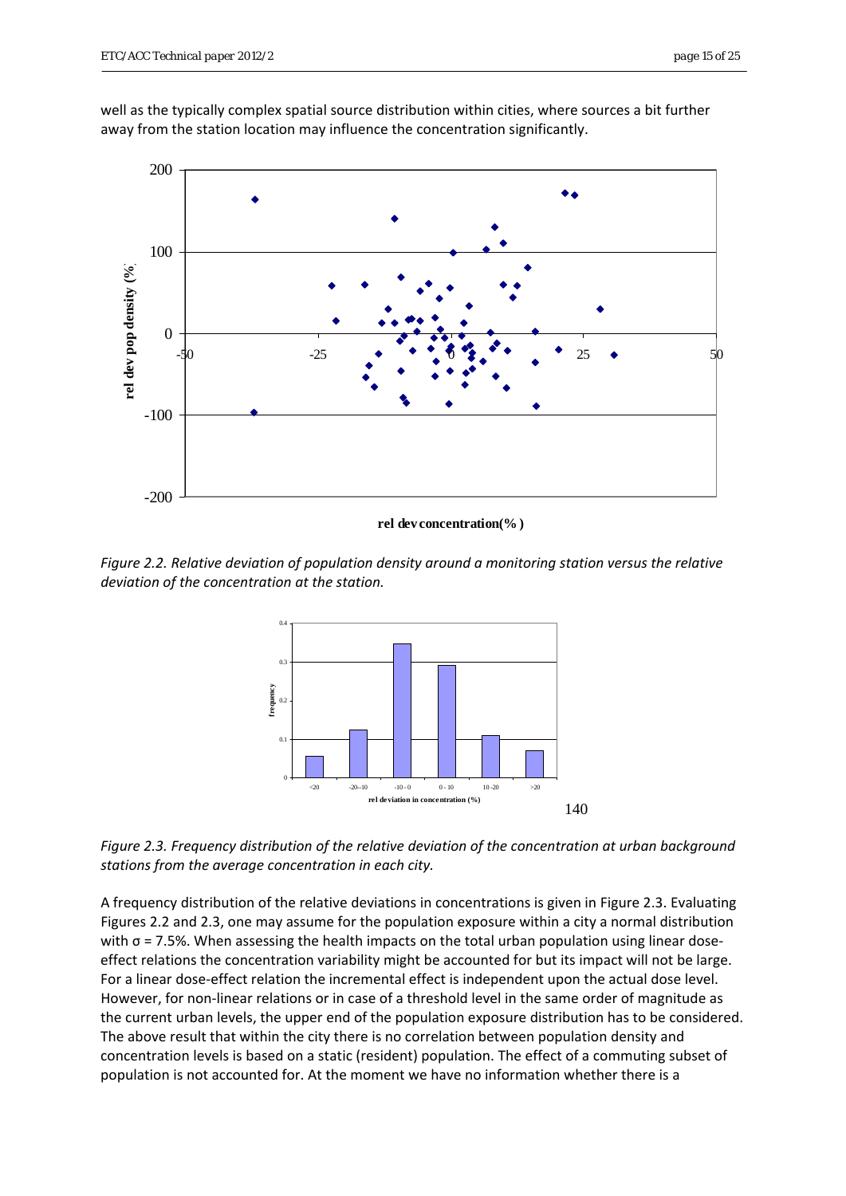well as the typically complex spatial source distribution within cities, where sources a bit further away from the station location may influence the concentration significantly.

*Figure 2.2. Relative deviation of population density around a monitoring station versus the relative deviation of the concentration at the station.*

*Figure 2.3. Frequency distribution of the relative deviation of the concentration at urban background stations from the average concentration in each city.*

A frequency distribution of the relative deviations in concentrations is given in Figure 2.3. Evaluating Figures 2.2 and 2.3, one may assume for the population exposure within a city a normal distribution with $\sigma = 7.5\%$. When assessing the health impacts on the total urban population using linear dose-effect relations the concentration variability might be accounted for but its impact will not be large. For a linear dose-effect relation the incremental effect is independent upon the actual dose level. However, for non-linear relations or in case of a threshold level in the same order of magnitude as the current urban levels, the upper end of the population exposure distribution has to be considered. The above result that within the city there is no correlation between population density and concentration levels is based on a static (resident) population. The effect of a commuting subset of population is not accounted for. At the moment we have no information whether there is a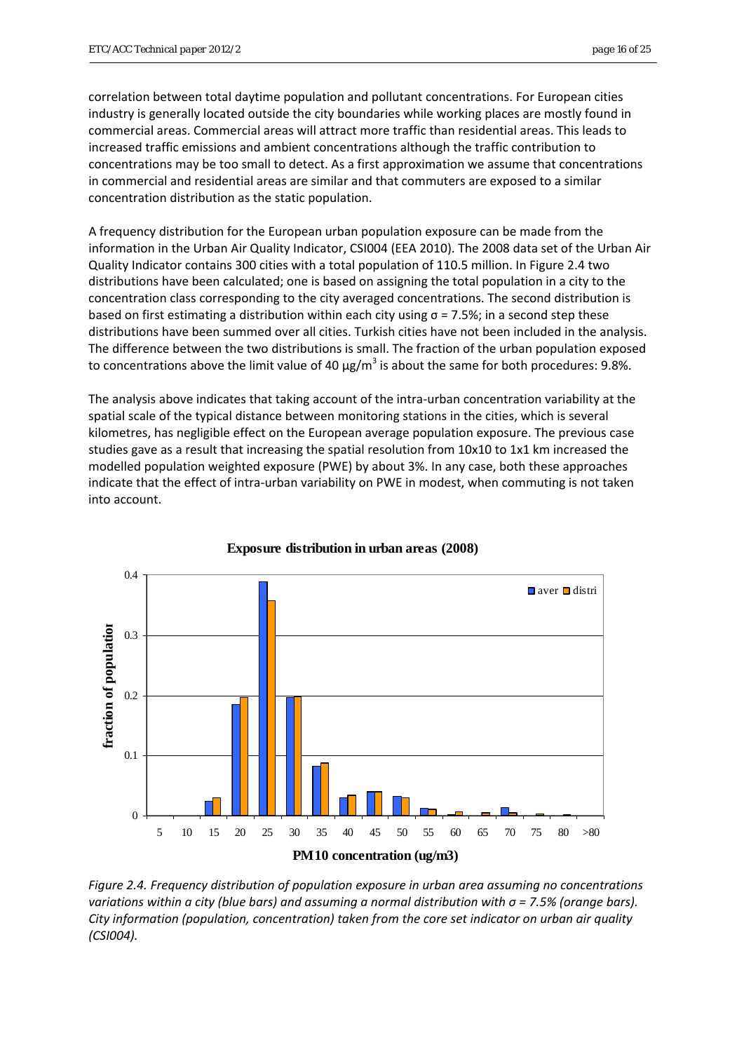correlation between total daytime population and pollutant concentrations. For European cities industry is generally located outside the city boundaries while working places are mostly found in commercial areas. Commercial areas will attract more traffic than residential areas. This leads to increased traffic emissions and ambient concentrations although the traffic contribution to concentrations may be too small to detect. As a first approximation we assume that concentrations in commercial and residential areas are similar and that commuters are exposed to a similar concentration distribution as the static population.

A frequency distribution for the European urban population exposure can be made from the information in the Urban Air Quality Indicator, CSI004 (EEA 2010). The 2008 data set of the Urban Air Quality Indicator contains 300 cities with a total population of 110.5 million. In Figure 2.4 two distributions have been calculated; one is based on assigning the total population in a city to the concentration class corresponding to the city averaged concentrations. The second distribution is based on first estimating a distribution within each city using $\sigma = 7.5\%$; in a second step these distributions have been summed over all cities. Turkish cities have not been included in the analysis. The difference between the two distributions is small. The fraction of the urban population exposed to concentrations above the limit value of 40 µg/m$^3$ is about the same for both procedures: 9.8%.

The analysis above indicates that taking account of the intra-urban concentration variability at the spatial scale of the typical distance between monitoring stations in the cities, which is several kilometres, has negligible effect on the European average population exposure. The previous case studies gave as a result that increasing the spatial resolution from 10x10 to 1x1 km increased the modelled population weighted exposure (PWE) by about 3%. In any case, both these approaches indicate that the effect of intra-urban variability on PWE in modest, when commuting is not taken into account.

*Figure 2.4. Frequency distribution of population exposure in urban area assuming no concentrations variations within a city (blue bars) and assuming a normal distribution with σ = 7.5% (orange bars). City information (population, concentration) taken from the core set indicator on urban air quality (CSI004).*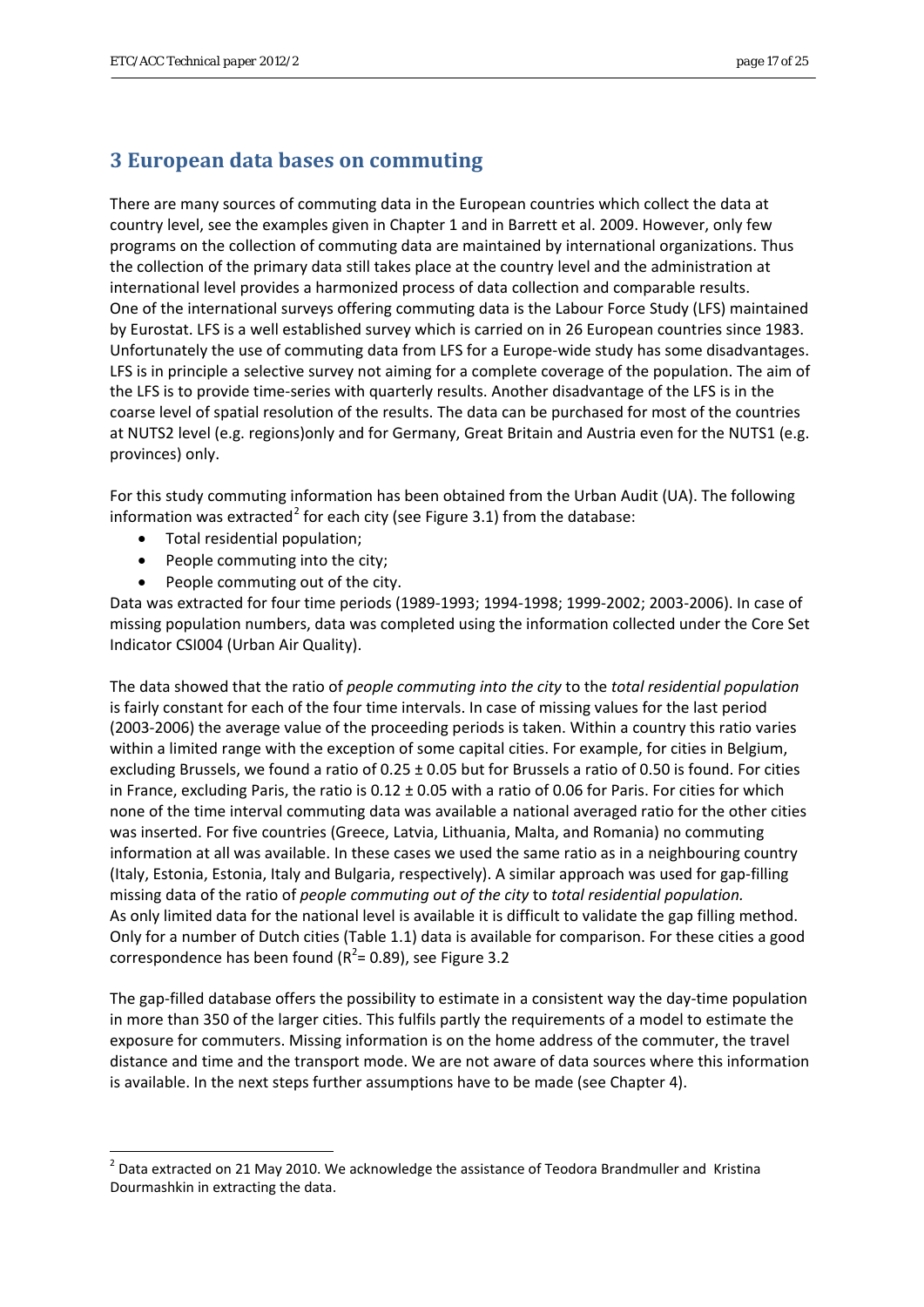# 3 European data bases on commuting

There are many sources of commuting data in the European countries which collect the data at country level, see the examples given in Chapter 1 and in Barrett et al. 2009. However, only few programs on the collection of commuting data are maintained by international organizations. Thus the collection of the primary data still takes place at the country level and the administration at international level provides a harmonized process of data collection and comparable results. One of the international surveys offering commuting data is the Labour Force Study (LFS) maintained by Eurostat. LFS is a well established survey which is carried on in 26 European countries since 1983. Unfortunately the use of commuting data from LFS for a Europe-wide study has some disadvantages. LFS is in principle a selective survey not aiming for a complete coverage of the population. The aim of the LFS is to provide time-series with quarterly results. Another disadvantage of the LFS is in the coarse level of spatial resolution of the results. The data can be purchased for most of the countries at NUTS2 level (e.g. regions)only and for Germany, Great Britain and Austria even for the NUTS1 (e.g. provinces) only.

For this study commuting information has been obtained from the Urban Audit (UA). The following information was extracted[2] for each city (see Figure 3.1) from the database:

- Total residential population;
- People commuting into the city;
- People commuting out of the city.

Data was extracted for four time periods (1989-1993; 1994-1998; 1999-2002; 2003-2006). In case of missing population numbers, data was completed using the information collected under the Core Set Indicator CSI004 (Urban Air Quality).

The data showed that the ratio of *people commuting into the city* to the *total residential population* is fairly constant for each of the four time intervals. In case of missing values for the last period (2003-2006) the average value of the proceeding periods is taken. Within a country this ratio varies within a limited range with the exception of some capital cities. For example, for cities in Belgium, excluding Brussels, we found a ratio of 0.25 ± 0.05 but for Brussels a ratio of 0.50 is found. For cities in France, excluding Paris, the ratio is 0.12 ± 0.05 with a ratio of 0.06 for Paris. For cities for which none of the time interval commuting data was available a national averaged ratio for the other cities was inserted. For five countries (Greece, Latvia, Lithuania, Malta, and Romania) no commuting information at all was available. In these cases we used the same ratio as in a neighbouring country (Italy, Estonia, Estonia, Italy and Bulgaria, respectively). A similar approach was used for gap-filling missing data of the ratio of *people commuting out of the city* to *total residential population.* As only limited data for the national level is available it is difficult to validate the gap filling method. Only for a number of Dutch cities (Table 1.1) data is available for comparison. For these cities a good correspondence has been found ($R^2$= 0.89), see Figure 3.2

The gap-filled database offers the possibility to estimate in a consistent way the day-time population in more than 350 of the larger cities. This fulfils partly the requirements of a model to estimate the exposure for commuters. Missing information is on the home address of the commuter, the travel distance and time and the transport mode. We are not aware of data sources where this information is available. In the next steps further assumptions have to be made (see Chapter 4).

---

[2] Data extracted on 21 May 2010. We acknowledge the assistance of Teodora Brandmuller and Kristina Dourmashkin in extracting the data.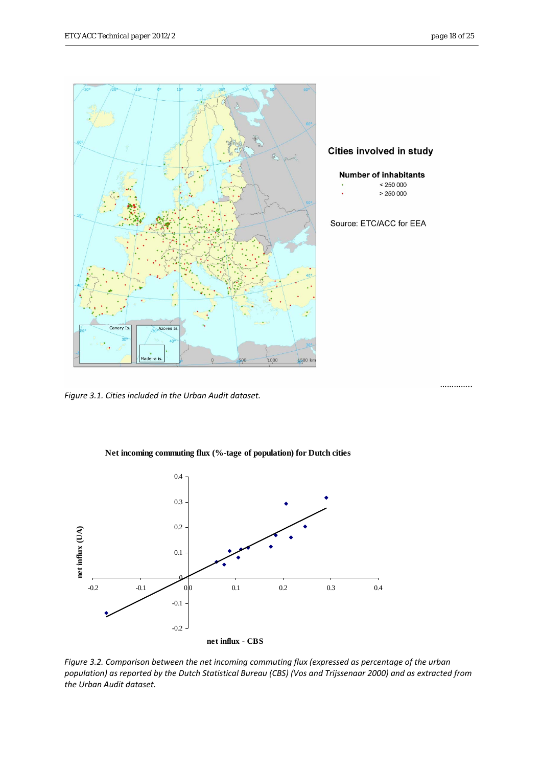*Figure 3.1. Cities included in the Urban Audit dataset.*

*Figure 3.2. Comparison between the net incoming commuting flux (expressed as percentage of the urban population) as reported by the Dutch Statistical Bureau (CBS) (Vos and Trijssenaar 2000) and as extracted from the Urban Audit dataset.*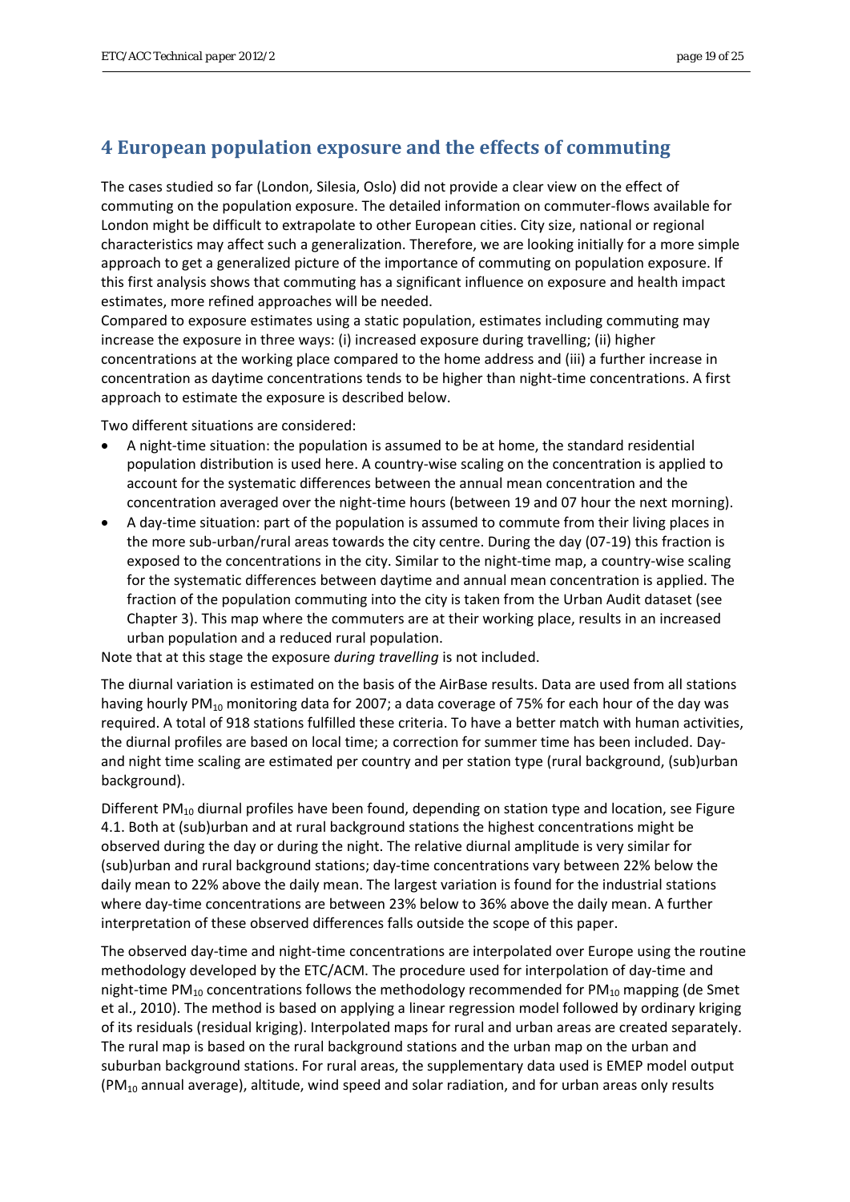# 4 European population exposure and the effects of commuting

The cases studied so far (London, Silesia, Oslo) did not provide a clear view on the effect of commuting on the population exposure. The detailed information on commuter-flows available for London might be difficult to extrapolate to other European cities. City size, national or regional characteristics may affect such a generalization. Therefore, we are looking initially for a more simple approach to get a generalized picture of the importance of commuting on population exposure. If this first analysis shows that commuting has a significant influence on exposure and health impact estimates, more refined approaches will be needed.

Compared to exposure estimates using a static population, estimates including commuting may increase the exposure in three ways: (i) increased exposure during travelling; (ii) higher concentrations at the working place compared to the home address and (iii) a further increase in concentration as daytime concentrations tends to be higher than night-time concentrations. A first approach to estimate the exposure is described below.

Two different situations are considered:

- A night-time situation: the population is assumed to be at home, the standard residential population distribution is used here. A country-wise scaling on the concentration is applied to account for the systematic differences between the annual mean concentration and the concentration averaged over the night-time hours (between 19 and 07 hour the next morning).
- A day-time situation: part of the population is assumed to commute from their living places in the more sub-urban/rural areas towards the city centre. During the day (07-19) this fraction is exposed to the concentrations in the city. Similar to the night-time map, a country-wise scaling for the systematic differences between daytime and annual mean concentration is applied. The fraction of the population commuting into the city is taken from the Urban Audit dataset (see Chapter 3). This map where the commuters are at their working place, results in an increased urban population and a reduced rural population.

Note that at this stage the exposure *during travelling* is not included.

The diurnal variation is estimated on the basis of the AirBase results. Data are used from all stations having hourly $PM_{10}$ monitoring data for 2007; a data coverage of 75% for each hour of the day was required. A total of 918 stations fulfilled these criteria. To have a better match with human activities, the diurnal profiles are based on local time; a correction for summer time has been included. Day- and night time scaling are estimated per country and per station type (rural background, (sub)urban background).

Different $PM_{10}$ diurnal profiles have been found, depending on station type and location, see Figure 4.1. Both at (sub)urban and at rural background stations the highest concentrations might be observed during the day or during the night. The relative diurnal amplitude is very similar for (sub)urban and rural background stations; day-time concentrations vary between 22% below the daily mean to 22% above the daily mean. The largest variation is found for the industrial stations where day-time concentrations are between 23% below to 36% above the daily mean. A further interpretation of these observed differences falls outside the scope of this paper.

The observed day-time and night-time concentrations are interpolated over Europe using the routine methodology developed by the ETC/ACM. The procedure used for interpolation of day-time and night-time $PM_{10}$ concentrations follows the methodology recommended for $PM_{10}$ mapping (de Smet et al., 2010). The method is based on applying a linear regression model followed by ordinary kriging of its residuals (residual kriging). Interpolated maps for rural and urban areas are created separately. The rural map is based on the rural background stations and the urban map on the urban and suburban background stations. For rural areas, the supplementary data used is EMEP model output ($PM_{10}$ annual average), altitude, wind speed and solar radiation, and for urban areas only results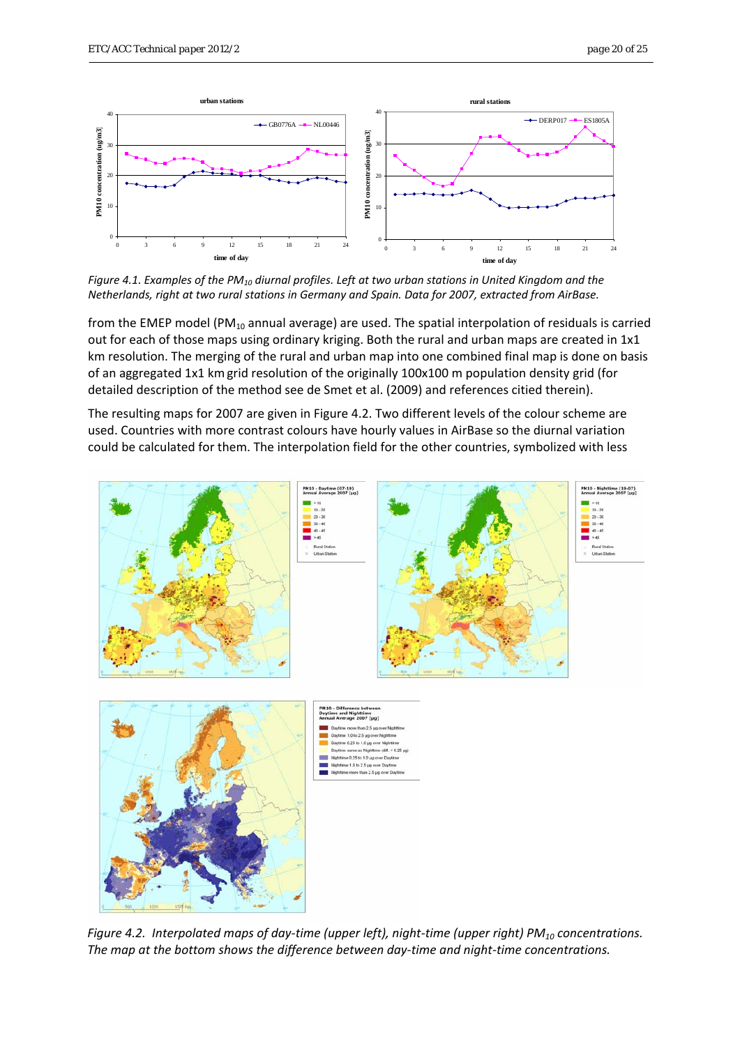*Figure 4.1. Examples of the $PM_{10}$ diurnal profiles. Left at two urban stations in United Kingdom and the Netherlands, right at two rural stations in Germany and Spain. Data for 2007, extracted from AirBase.*

from the EMEP model ($PM_{10}$ annual average) are used. The spatial interpolation of residuals is carried out for each of those maps using ordinary kriging. Both the rural and urban maps are created in 1x1 km resolution. The merging of the rural and urban map into one combined final map is done on basis of an aggregated 1x1 km grid resolution of the originally 100x100 m population density grid (for detailed description of the method see de Smet et al. (2009) and references citied therein).

The resulting maps for 2007 are given in Figure 4.2. Two different levels of the colour scheme are used. Countries with more contrast colours have hourly values in AirBase so the diurnal variation could be calculated for them. The interpolation field for the other countries, symbolized with less

*Figure 4.2. Interpolated maps of day-time (upper left), night-time (upper right) $PM_{10}$ concentrations. The map at the bottom shows the difference between day-time and night-time concentrations.*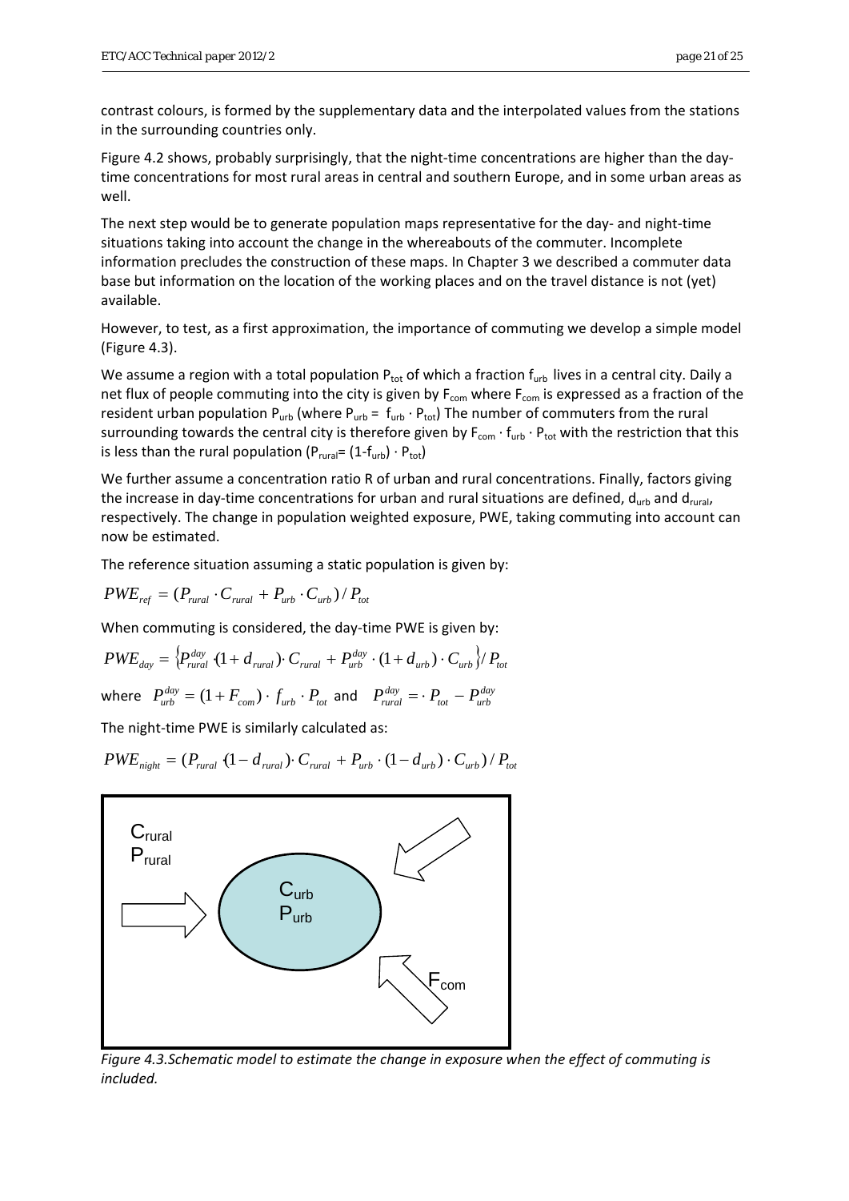contrast colours, is formed by the supplementary data and the interpolated values from the stations in the surrounding countries only.

Figure 4.2 shows, probably surprisingly, that the night-time concentrations are higher than the day-time concentrations for most rural areas in central and southern Europe, and in some urban areas as well.

The next step would be to generate population maps representative for the day- and night-time situations taking into account the change in the whereabouts of the commuter. Incomplete information precludes the construction of these maps. In Chapter 3 we described a commuter data base but information on the location of the working places and on the travel distance is not (yet) available.

However, to test, as a first approximation, the importance of commuting we develop a simple model (Figure 4.3).

We assume a region with a total population $P_{tot}$ of which a fraction $f_{urb}$ lives in a central city. Daily a net flux of people commuting into the city is given by $F_{com}$ where $F_{com}$ is expressed as a fraction of the resident urban population $P_{urb}$ (where $P_{urb} = f_{urb} \cdot P_{tot}$) The number of commuters from the rural surrounding towards the central city is therefore given by $F_{com} \cdot f_{urb} \cdot P_{tot}$ with the restriction that this is less than the rural population ($P_{rural} = (1-f_{urb}) \cdot P_{tot}$)

We further assume a concentration ratio R of urban and rural concentrations. Finally, factors giving the increase in day-time concentrations for urban and rural situations are defined, $d_{urb}$ and $d_{rural}$, respectively. The change in population weighted exposure, PWE, taking commuting into account can now be estimated.

The reference situation assuming a static population is given by:

$$PWE_{ref} = (P_{rural} \cdot C_{rural} + P_{urb} \cdot C_{urb}) / P_{tot}$$

When commuting is considered, the day-time PWE is given by:

$$PWE_{day} = \left\{P_{rural}^{day} \cdot (1 + d_{rural}) \cdot C_{rural} + P_{urb}^{day} \cdot (1 + d_{urb}) \cdot C_{urb}\right\} / P_{tot}$$

where $P_{urb}^{day} = (1 + F_{com}) \cdot f_{urb} \cdot P_{tot}$ and $P_{rural}^{day} = \cdot P_{tot} - P_{urb}^{day}$

The night-time PWE is similarly calculated as:

$$PWE_{night} = (P_{rural} \cdot (1 - d_{rural}) \cdot C_{rural} + P_{urb} \cdot (1 - d_{urb}) \cdot C_{urb}) / P_{tot}$$

$C_{rural}$
$P_{rural}$

$C_{urb}$
$P_{urb}$

$F_{com}$

*Figure 4.3.Schematic model to estimate the change in exposure when the effect of commuting is included.*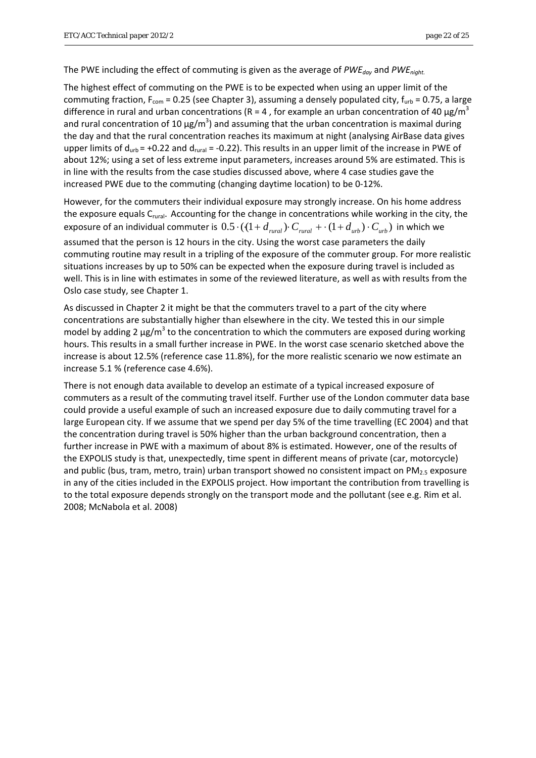The PWE including the effect of commuting is given as the average of $PWE_{day}$ and $PWE_{night}$.

The highest effect of commuting on the PWE is to be expected when using an upper limit of the commuting fraction, $F_{com}$ = 0.25 (see Chapter 3), assuming a densely populated city, $f_{urb}$ = 0.75, a large difference in rural and urban concentrations (R = 4 , for example an urban concentration of 40 µg/m$^3$ and rural concentration of 10 µg/m$^3$) and assuming that the urban concentration is maximal during the day and that the rural concentration reaches its maximum at night (analysing AirBase data gives upper limits of $d_{urb}$ = +0.22 and $d_{rural}$ = -0.22). This results in an upper limit of the increase in PWE of about 12%; using a set of less extreme input parameters, increases around 5% are estimated. This is in line with the results from the case studies discussed above, where 4 case studies gave the increased PWE due to the commuting (changing daytime location) to be 0-12%.

However, for the commuters their individual exposure may strongly increase. On his home address the exposure equals $C_{rural}$. Accounting for the change in concentrations while working in the city, the exposure of an individual commuter is $0.5 \cdot ((1+d_{rural}) \cdot C_{rural} + \cdot (1+d_{urb}) \cdot C_{urb})$ in which we assumed that the person is 12 hours in the city. Using the worst case parameters the daily commuting routine may result in a tripling of the exposure of the commuter group. For more realistic situations increases by up to 50% can be expected when the exposure during travel is included as well. This is in line with estimates in some of the reviewed literature, as well as with results from the Oslo case study, see Chapter 1.

As discussed in Chapter 2 it might be that the commuters travel to a part of the city where concentrations are substantially higher than elsewhere in the city. We tested this in our simple model by adding 2 µg/m$^3$ to the concentration to which the commuters are exposed during working hours. This results in a small further increase in PWE. In the worst case scenario sketched above the increase is about 12.5% (reference case 11.8%), for the more realistic scenario we now estimate an increase 5.1 % (reference case 4.6%).

There is not enough data available to develop an estimate of a typical increased exposure of commuters as a result of the commuting travel itself. Further use of the London commuter data base could provide a useful example of such an increased exposure due to daily commuting travel for a large European city. If we assume that we spend per day 5% of the time travelling (EC 2004) and that the concentration during travel is 50% higher than the urban background concentration, then a further increase in PWE with a maximum of about 8% is estimated. However, one of the results of the EXPOLIS study is that, unexpectedly, time spent in different means of private (car, motorcycle) and public (bus, tram, metro, train) urban transport showed no consistent impact on $PM_{2.5}$ exposure in any of the cities included in the EXPOLIS project. How important the contribution from travelling is to the total exposure depends strongly on the transport mode and the pollutant (see e.g. Rim et al. 2008; McNabola et al. 2008)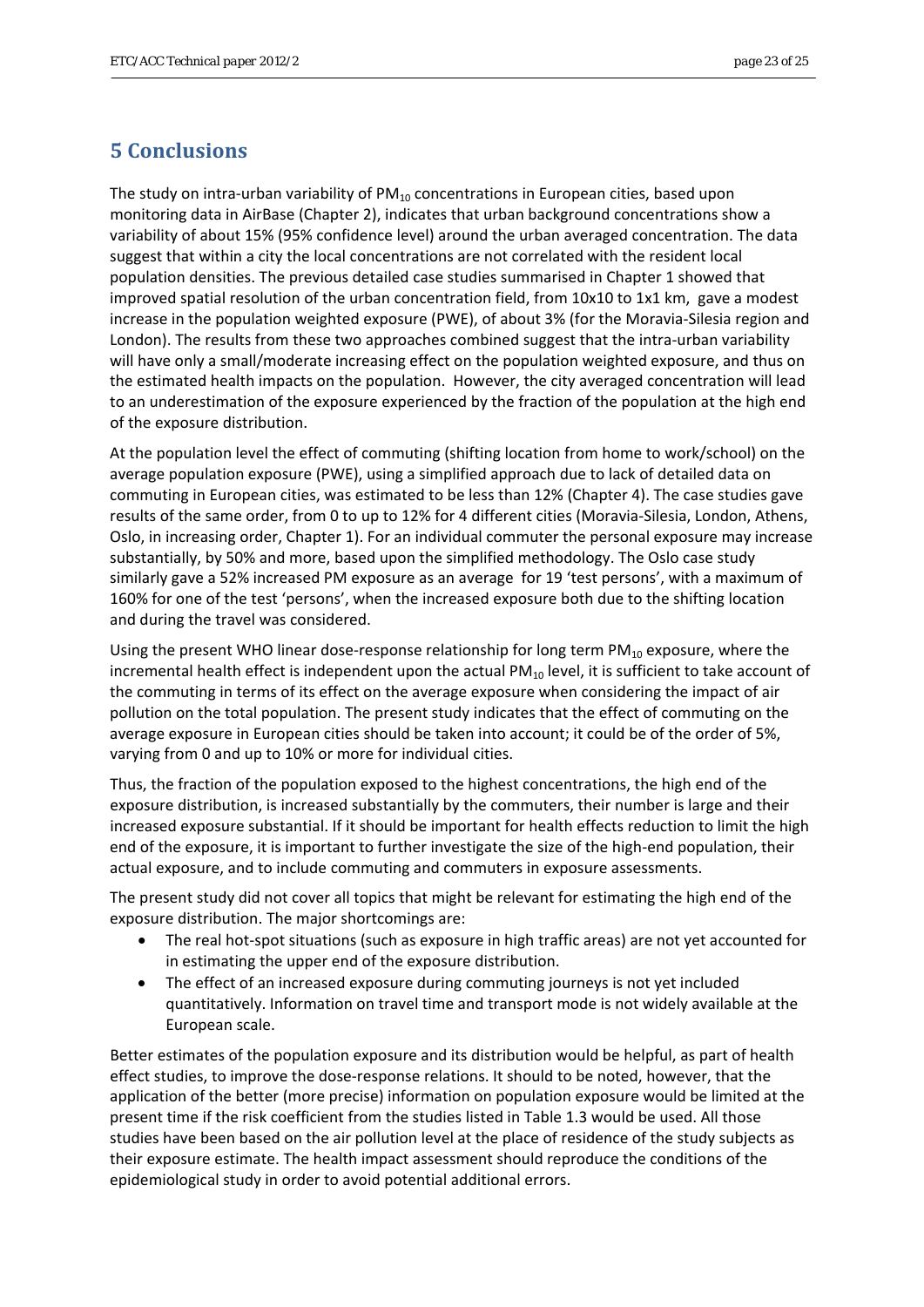# 5 Conclusions

The study on intra-urban variability of $PM_{10}$ concentrations in European cities, based upon monitoring data in AirBase (Chapter 2), indicates that urban background concentrations show a variability of about 15% (95% confidence level) around the urban averaged concentration. The data suggest that within a city the local concentrations are not correlated with the resident local population densities. The previous detailed case studies summarised in Chapter 1 showed that improved spatial resolution of the urban concentration field, from 10x10 to 1x1 km, gave a modest increase in the population weighted exposure (PWE), of about 3% (for the Moravia-Silesia region and London). The results from these two approaches combined suggest that the intra-urban variability will have only a small/moderate increasing effect on the population weighted exposure, and thus on the estimated health impacts on the population. However, the city averaged concentration will lead to an underestimation of the exposure experienced by the fraction of the population at the high end of the exposure distribution.

At the population level the effect of commuting (shifting location from home to work/school) on the average population exposure (PWE), using a simplified approach due to lack of detailed data on commuting in European cities, was estimated to be less than 12% (Chapter 4). The case studies gave results of the same order, from 0 to up to 12% for 4 different cities (Moravia-Silesia, London, Athens, Oslo, in increasing order, Chapter 1). For an individual commuter the personal exposure may increase substantially, by 50% and more, based upon the simplified methodology. The Oslo case study similarly gave a 52% increased PM exposure as an average for 19 'test persons', with a maximum of 160% for one of the test 'persons', when the increased exposure both due to the shifting location and during the travel was considered.

Using the present WHO linear dose-response relationship for long term $PM_{10}$ exposure, where the incremental health effect is independent upon the actual $PM_{10}$ level, it is sufficient to take account of the commuting in terms of its effect on the average exposure when considering the impact of air pollution on the total population. The present study indicates that the effect of commuting on the average exposure in European cities should be taken into account; it could be of the order of 5%, varying from 0 and up to 10% or more for individual cities.

Thus, the fraction of the population exposed to the highest concentrations, the high end of the exposure distribution, is increased substantially by the commuters, their number is large and their increased exposure substantial. If it should be important for health effects reduction to limit the high end of the exposure, it is important to further investigate the size of the high-end population, their actual exposure, and to include commuting and commuters in exposure assessments.

The present study did not cover all topics that might be relevant for estimating the high end of the exposure distribution. The major shortcomings are:

- The real hot-spot situations (such as exposure in high traffic areas) are not yet accounted for in estimating the upper end of the exposure distribution.
- The effect of an increased exposure during commuting journeys is not yet included quantitatively. Information on travel time and transport mode is not widely available at the European scale.

Better estimates of the population exposure and its distribution would be helpful, as part of health effect studies, to improve the dose-response relations. It should to be noted, however, that the application of the better (more precise) information on population exposure would be limited at the present time if the risk coefficient from the studies listed in Table 1.3 would be used. All those studies have been based on the air pollution level at the place of residence of the study subjects as their exposure estimate. The health impact assessment should reproduce the conditions of the epidemiological study in order to avoid potential additional errors.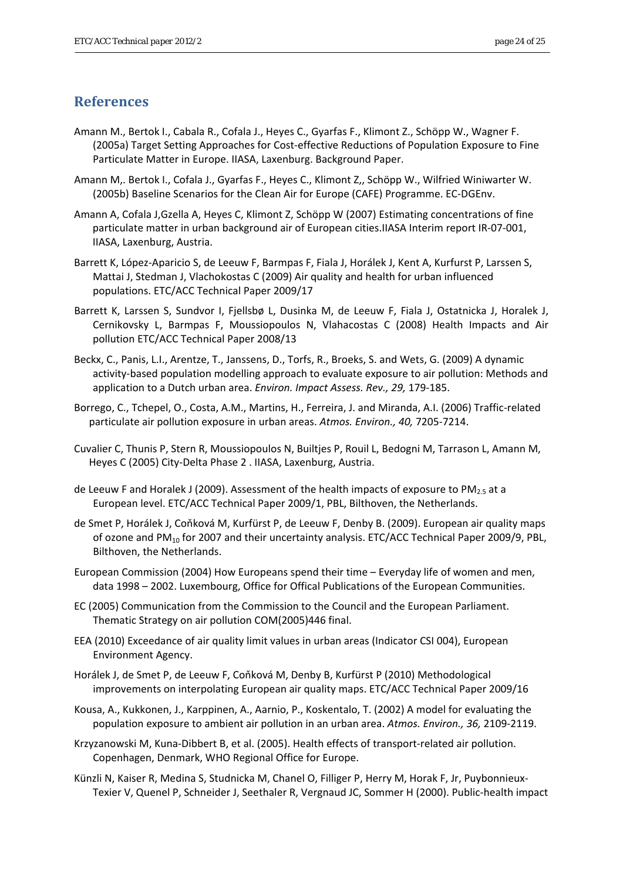## References

Amann M., Bertok I., Cabala R., Cofala J., Heyes C., Gyarfas F., Klimont Z., Schöpp W., Wagner F. (2005a) Target Setting Approaches for Cost-effective Reductions of Population Exposure to Fine Particulate Matter in Europe. IIASA, Laxenburg. Background Paper.

Amann M,. Bertok I., Cofala J., Gyarfas F., Heyes C., Klimont Z,, Schöpp W., Wilfried Winiwarter W. (2005b) Baseline Scenarios for the Clean Air for Europe (CAFE) Programme. EC-DGEnv.

Amann A, Cofala J,Gzella A, Heyes C, Klimont Z, Schöpp W (2007) Estimating concentrations of fine particulate matter in urban background air of European cities.IIASA Interim report IR-07-001, IIASA, Laxenburg, Austria.

Barrett K, López-Aparicio S, de Leeuw F, Barmpas F, Fiala J, Horálek J, Kent A, Kurfurst P, Larssen S, Mattai J, Stedman J, Vlachokostas C (2009) Air quality and health for urban influenced populations. ETC/ACC Technical Paper 2009/17

Barrett K, Larssen S, Sundvor I, Fjellsbø L, Dusinka M, de Leeuw F, Fiala J, Ostatnicka J, Horalek J, Cernikovsky L, Barmpas F, Moussiopoulos N, Vlahacostas C (2008) Health Impacts and Air pollution ETC/ACC Technical Paper 2008/13

Beckx, C., Panis, L.I., Arentze, T., Janssens, D., Torfs, R., Broeks, S. and Wets, G. (2009) A dynamic activity-based population modelling approach to evaluate exposure to air pollution: Methods and application to a Dutch urban area. *Environ. Impact Assess. Rev., 29,* 179-185.

Borrego, C., Tchepel, O., Costa, A.M., Martins, H., Ferreira, J. and Miranda, A.I. (2006) Traffic-related particulate air pollution exposure in urban areas. *Atmos. Environ., 40,* 7205-7214.

Cuvalier C, Thunis P, Stern R, Moussiopoulos N, Builtjes P, Rouil L, Bedogni M, Tarrason L, Amann M, Heyes C (2005) City-Delta Phase 2 . IIASA, Laxenburg, Austria.

de Leeuw F and Horalek J (2009). Assessment of the health impacts of exposure to $PM_{2.5}$ at a European level. ETC/ACC Technical Paper 2009/1, PBL, Bilthoven, the Netherlands.

de Smet P, Horálek J, Coňková M, Kurfürst P, de Leeuw F, Denby B. (2009). European air quality maps of ozone and $PM_{10}$ for 2007 and their uncertainty analysis. ETC/ACC Technical Paper 2009/9, PBL, Bilthoven, the Netherlands.

European Commission (2004) How Europeans spend their time – Everyday life of women and men, data 1998 – 2002. Luxembourg, Office for Offical Publications of the European Communities.

EC (2005) Communication from the Commission to the Council and the European Parliament. Thematic Strategy on air pollution COM(2005)446 final.

EEA (2010) Exceedance of air quality limit values in urban areas (Indicator CSI 004), European Environment Agency.

Horálek J, de Smet P, de Leeuw F, Coňková M, Denby B, Kurfürst P (2010) Methodological improvements on interpolating European air quality maps. ETC/ACC Technical Paper 2009/16

Kousa, A., Kukkonen, J., Karppinen, A., Aarnio, P., Koskentalo, T. (2002) A model for evaluating the population exposure to ambient air pollution in an urban area. *Atmos. Environ., 36,* 2109-2119.

Krzyzanowski M, Kuna-Dibbert B, et al. (2005). Health effects of transport-related air pollution. Copenhagen, Denmark, WHO Regional Office for Europe.

Künzli N, Kaiser R, Medina S, Studnicka M, Chanel O, Filliger P, Herry M, Horak F, Jr, Puybonnieux-Texier V, Quenel P, Schneider J, Seethaler R, Vergnaud JC, Sommer H (2000). Public-health impact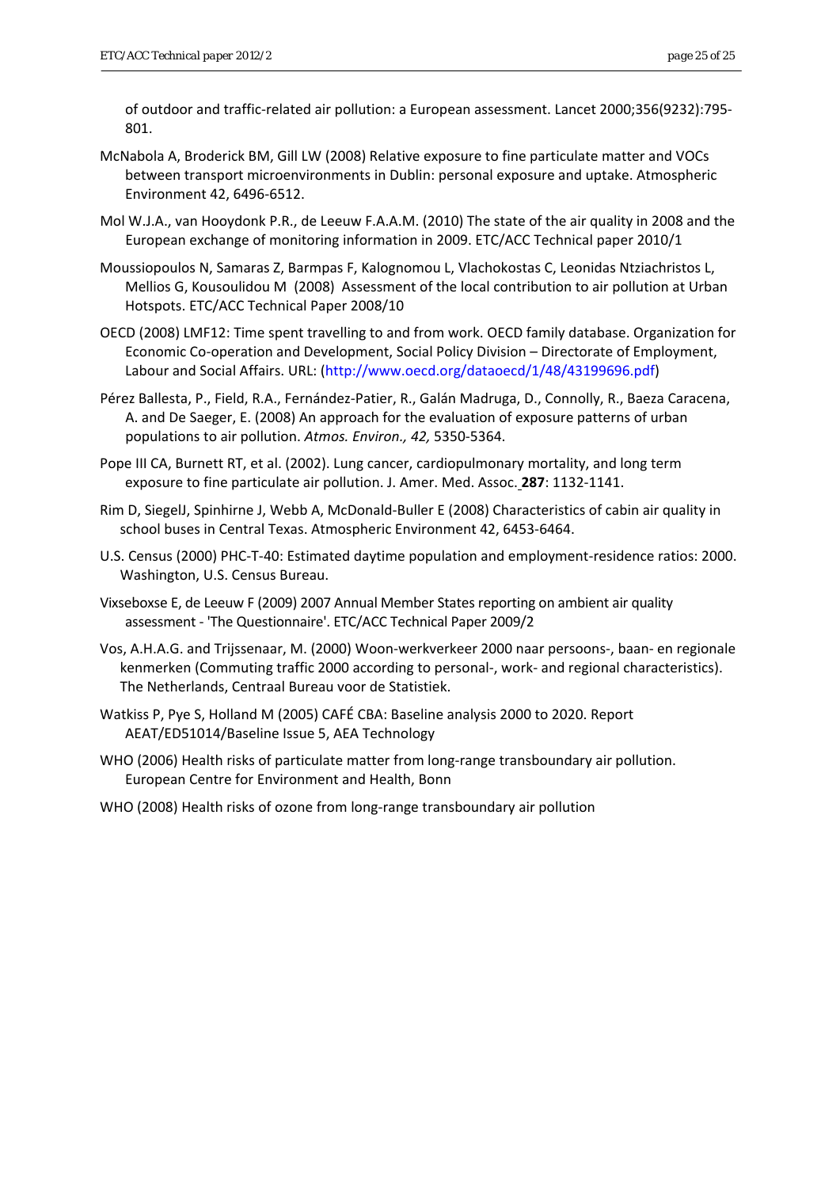of outdoor and traffic-related air pollution: a European assessment. Lancet 2000;356(9232):795-801.

McNabola A, Broderick BM, Gill LW (2008) Relative exposure to fine particulate matter and VOCs between transport microenvironments in Dublin: personal exposure and uptake. Atmospheric Environment 42, 6496-6512.

Mol W.J.A., van Hooydonk P.R., de Leeuw F.A.A.M. (2010) The state of the air quality in 2008 and the European exchange of monitoring information in 2009. ETC/ACC Technical paper 2010/1

Moussiopoulos N, Samaras Z, Barmpas F, Kalognomou L, Vlachokostas C, Leonidas Ntziachristos L, Mellios G, Kousoulidou M (2008) Assessment of the local contribution to air pollution at Urban Hotspots. ETC/ACC Technical Paper 2008/10

OECD (2008) LMF12: Time spent travelling to and from work. OECD family database. Organization for Economic Co-operation and Development, Social Policy Division – Directorate of Employment, Labour and Social Affairs. URL: (http://www.oecd.org/dataoecd/1/48/43199696.pdf)

Pérez Ballesta, P., Field, R.A., Fernández-Patier, R., Galán Madruga, D., Connolly, R., Baeza Caracena, A. and De Saeger, E. (2008) An approach for the evaluation of exposure patterns of urban populations to air pollution. *Atmos. Environ., 42,* 5350-5364.

Pope III CA, Burnett RT, et al. (2002). Lung cancer, cardiopulmonary mortality, and long term exposure to fine particulate air pollution. J. Amer. Med. Assoc. **287**: 1132-1141.

Rim D, SiegelJ, Spinhirne J, Webb A, McDonald-Buller E (2008) Characteristics of cabin air quality in school buses in Central Texas. Atmospheric Environment 42, 6453-6464.

U.S. Census (2000) PHC-T-40: Estimated daytime population and employment-residence ratios: 2000. Washington, U.S. Census Bureau.

Vixseboxse E, de Leeuw F (2009) 2007 Annual Member States reporting on ambient air quality assessment - 'The Questionnaire'. ETC/ACC Technical Paper 2009/2

Vos, A.H.A.G. and Trijssenaar, M. (2000) Woon-werkverkeer 2000 naar persoons-, baan- en regionale kenmerken (Commuting traffic 2000 according to personal-, work- and regional characteristics). The Netherlands, Centraal Bureau voor de Statistiek.

Watkiss P, Pye S, Holland M (2005) CAFÉ CBA: Baseline analysis 2000 to 2020. Report AEAT/ED51014/Baseline Issue 5, AEA Technology

WHO (2006) Health risks of particulate matter from long-range transboundary air pollution. European Centre for Environment and Health, Bonn

WHO (2008) Health risks of ozone from long-range transboundary air pollution